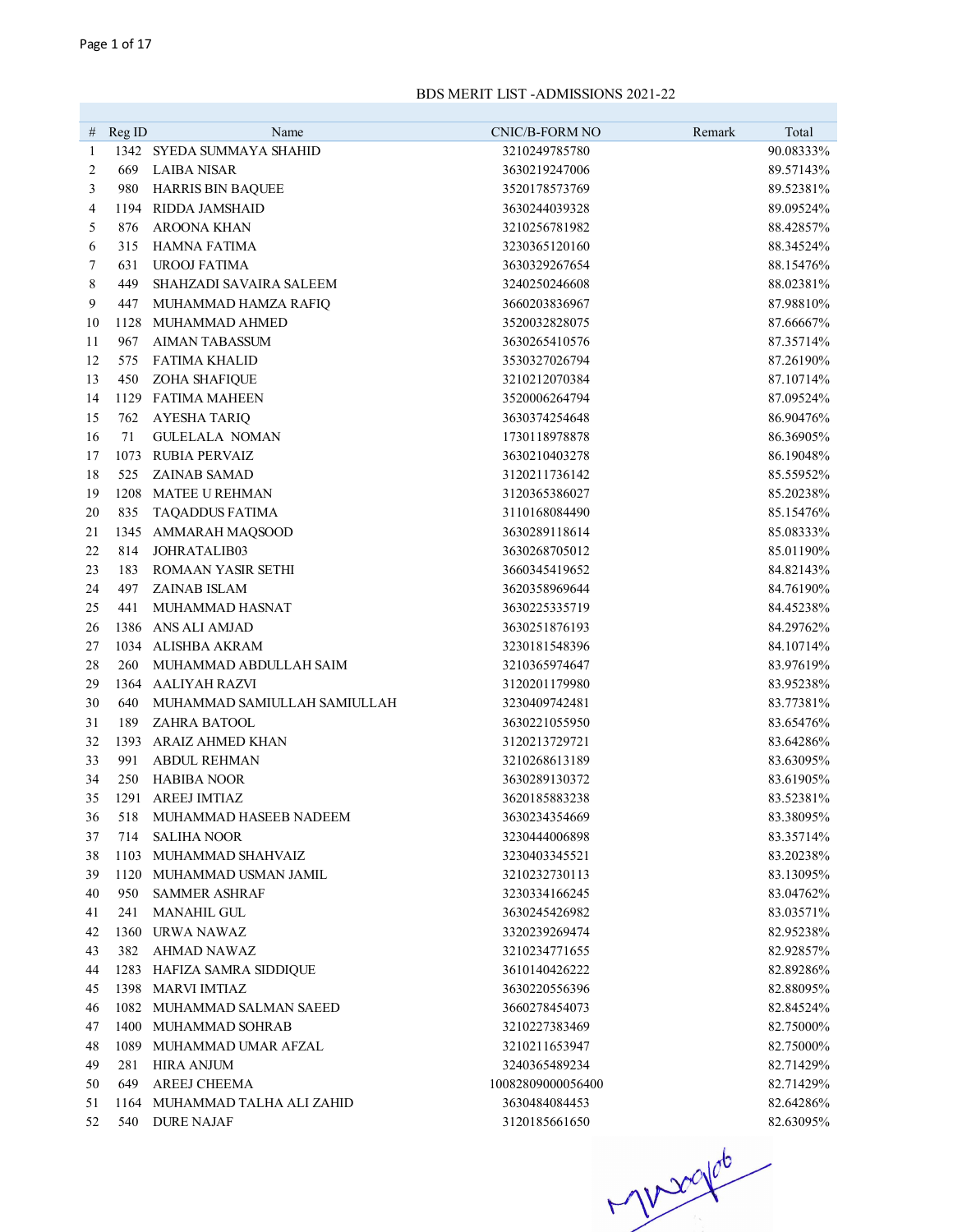# BDS MERIT LIST -ADMISSIONS 2021-22

| # | Reg ID | Name | CNIC/B-FORM NO | Remark | Total |
|---|---|---|---|---|---|
| 1 | 1342 | SYEDA SUMMAYA SHAHID | 3210249785780 | | 90.08333% |
| 2 | 669 | LAIBA NISAR | 3630219247006 | | 89.57143% |
| 3 | 980 | HARRIS BIN BAQUEE | 3520178573769 | | 89.52381% |
| 4 | 1194 | RIDDA JAMSHAID | 3630244039328 | | 89.09524% |
| 5 | 876 | AROONA KHAN | 3210256781982 | | 88.42857% |
| 6 | 315 | HAMNA FATIMA | 3230365120160 | | 88.34524% |
| 7 | 631 | UROOJ FATIMA | 3630329267654 | | 88.15476% |
| 8 | 449 | SHAHZADI SAVAIRA SALEEM | 3240250246608 | | 88.02381% |
| 9 | 447 | MUHAMMAD HAMZA RAFIQ | 3660203836967 | | 87.98810% |
| 10 | 1128 | MUHAMMAD AHMED | 3520032828075 | | 87.66667% |
| 11 | 967 | AIMAN TABASSUM | 3630265410576 | | 87.35714% |
| 12 | 575 | FATIMA KHALID | 3530327026794 | | 87.26190% |
| 13 | 450 | ZOHA SHAFIQUE | 3210212070384 | | 87.10714% |
| 14 | 1129 | FATIMA MAHEEN | 3520006264794 | | 87.09524% |
| 15 | 762 | AYESHA TARIQ | 3630374254648 | | 86.90476% |
| 16 | 71 | GULELALA NOMAN | 1730118978878 | | 86.36905% |
| 17 | 1073 | RUBIA PERVAIZ | 3630210403278 | | 86.19048% |
| 18 | 525 | ZAINAB SAMAD | 3120211736142 | | 85.55952% |
| 19 | 1208 | MATEE U REHMAN | 3120365386027 | | 85.20238% |
| 20 | 835 | TAQADDUS FATIMA | 3110168084490 | | 85.15476% |
| 21 | 1345 | AMMARAH MAQSOOD | 3630289118614 | | 85.08333% |
| 22 | 814 | JOHRATALIB03 | 3630268705012 | | 85.01190% |
| 23 | 183 | ROMAAN YASIR SETHI | 3660345419652 | | 84.82143% |
| 24 | 497 | ZAINAB ISLAM | 3620358969644 | | 84.76190% |
| 25 | 441 | MUHAMMAD HASNAT | 3630225335719 | | 84.45238% |
| 26 | 1386 | ANS ALI AMJAD | 3630251876193 | | 84.29762% |
| 27 | 1034 | ALISHBA AKRAM | 3230181548396 | | 84.10714% |
| 28 | 260 | MUHAMMAD ABDULLAH SAIM | 3210365974647 | | 83.97619% |
| 29 | 1364 | AALIYAH RAZVI | 3120201179980 | | 83.95238% |
| 30 | 640 | MUHAMMAD SAMIULLAH SAMIULLAH | 3230409742481 | | 83.77381% |
| 31 | 189 | ZAHRA BATOOL | 3630221055950 | | 83.65476% |
| 32 | 1393 | ARAIZ AHMED KHAN | 3120213729721 | | 83.64286% |
| 33 | 991 | ABDUL REHMAN | 3210268613189 | | 83.63095% |
| 34 | 250 | HABIBA NOOR | 3630289130372 | | 83.61905% |
| 35 | 1291 | AREEJ IMTIAZ | 3620185883238 | | 83.52381% |
| 36 | 518 | MUHAMMAD HASEEB NADEEM | 3630234354669 | | 83.38095% |
| 37 | 714 | SALIHA NOOR | 3230444006898 | | 83.35714% |
| 38 | 1103 | MUHAMMAD SHAHVAIZ | 3230403345521 | | 83.20238% |
| 39 | 1120 | MUHAMMAD USMAN JAMIL | 3210232730113 | | 83.13095% |
| 40 | 950 | SAMMER ASHRAF | 3230334166245 | | 83.04762% |
| 41 | 241 | MANAHIL GUL | 3630245426982 | | 83.03571% |
| 42 | 1360 | URWA NAWAZ | 3320239269474 | | 82.95238% |
| 43 | 382 | AHMAD NAWAZ | 3210234771655 | | 82.92857% |
| 44 | 1283 | HAFIZA SAMRA SIDDIQUE | 3610140426222 | | 82.89286% |
| 45 | 1398 | MARVI IMTIAZ | 3630220556396 | | 82.88095% |
| 46 | 1082 | MUHAMMAD SALMAN SAEED | 3660278454073 | | 82.84524% |
| 47 | 1400 | MUHAMMAD SOHRAB | 3210227383469 | | 82.75000% |
| 48 | 1089 | MUHAMMAD UMAR AFZAL | 3210211653947 | | 82.75000% |
| 49 | 281 | HIRA ANJUM | 3240365489234 | | 82.71429% |
| 50 | 649 | AREEJ CHEEMA | 10082809000056400 | | 82.71429% |
| 51 | 1164 | MUHAMMAD TALHA ALI ZAHID | 3630484084453 | | 82.64286% |
| 52 | 540 | DURE NAJAF | 3120185661650 | | 82.63095% |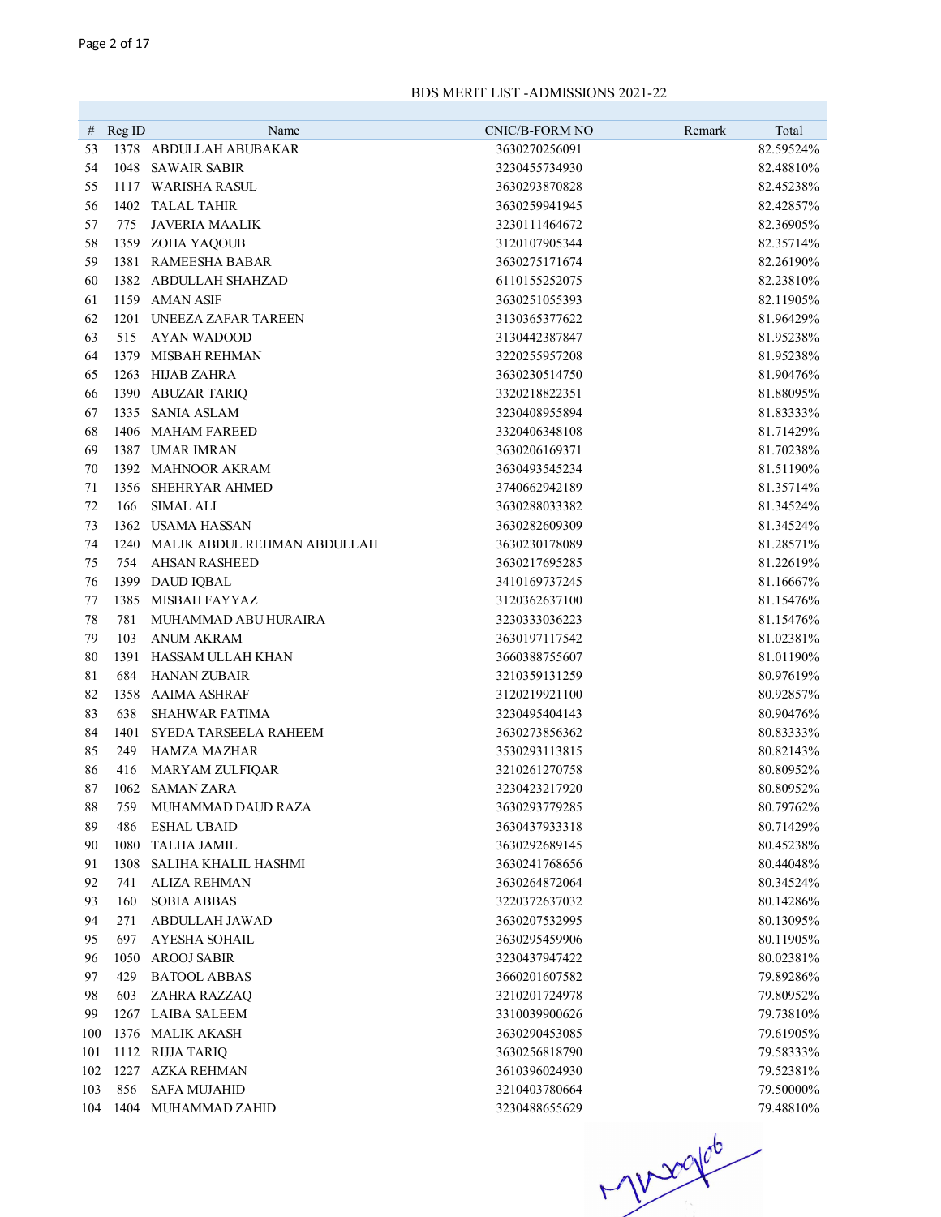BDS MERIT LIST -ADMISSIONS 2021-22

| # | Reg ID | Name | CNIC/B-FORM NO | Remark | Total |
|---|---|---|---|---|---|
| 53 | 1378 | ABDULLAH ABUBAKAR | 3630270256091 | | 82.59524% |
| 54 | 1048 | SAWAIR SABIR | 3230455734930 | | 82.48810% |
| 55 | 1117 | WARISHA RASUL | 3630293870828 | | 82.45238% |
| 56 | 1402 | TALAL TAHIR | 3630259941945 | | 82.42857% |
| 57 | 775 | JAVERIA MAALIK | 3230111464672 | | 82.36905% |
| 58 | 1359 | ZOHA YAQOUB | 3120107905344 | | 82.35714% |
| 59 | 1381 | RAMEESHA BABAR | 3630275171674 | | 82.26190% |
| 60 | 1382 | ABDULLAH SHAHZAD | 6110155252075 | | 82.23810% |
| 61 | 1159 | AMAN ASIF | 3630251055393 | | 82.11905% |
| 62 | 1201 | UNEEZA ZAFAR TAREEN | 3130365377622 | | 81.96429% |
| 63 | 515 | AYAN WADOOD | 3130442387847 | | 81.95238% |
| 64 | 1379 | MISBAH REHMAN | 3220255957208 | | 81.95238% |
| 65 | 1263 | HIJAB ZAHRA | 3630230514750 | | 81.90476% |
| 66 | 1390 | ABUZAR TARIQ | 3320218822351 | | 81.88095% |
| 67 | 1335 | SANIA ASLAM | 3230408955894 | | 81.83333% |
| 68 | 1406 | MAHAM FAREED | 3320406348108 | | 81.71429% |
| 69 | 1387 | UMAR IMRAN | 3630206169371 | | 81.70238% |
| 70 | 1392 | MAHNOOR AKRAM | 3630493545234 | | 81.51190% |
| 71 | 1356 | SHEHRYAR AHMED | 3740662942189 | | 81.35714% |
| 72 | 166 | SIMAL ALI | 3630288033382 | | 81.34524% |
| 73 | 1362 | USAMA HASSAN | 3630282609309 | | 81.34524% |
| 74 | 1240 | MALIK ABDUL REHMAN ABDULLAH | 3630230178089 | | 81.28571% |
| 75 | 754 | AHSAN RASHEED | 3630217695285 | | 81.22619% |
| 76 | 1399 | DAUD IQBAL | 3410169737245 | | 81.16667% |
| 77 | 1385 | MISBAH FAYYAZ | 3120362637100 | | 81.15476% |
| 78 | 781 | MUHAMMAD ABU HURAIRA | 3230333036223 | | 81.15476% |
| 79 | 103 | ANUM AKRAM | 3630197117542 | | 81.02381% |
| 80 | 1391 | HASSAM ULLAH KHAN | 3660388755607 | | 81.01190% |
| 81 | 684 | HANAN ZUBAIR | 3210359131259 | | 80.97619% |
| 82 | 1358 | AAIMA ASHRAF | 3120219921100 | | 80.92857% |
| 83 | 638 | SHAHWAR FATIMA | 3230495404143 | | 80.90476% |
| 84 | 1401 | SYEDA TARSEELA RAHEEM | 3630273856362 | | 80.83333% |
| 85 | 249 | HAMZA MAZHAR | 3530293113815 | | 80.82143% |
| 86 | 416 | MARYAM ZULFIQAR | 3210261270758 | | 80.80952% |
| 87 | 1062 | SAMAN ZARA | 3230423217920 | | 80.80952% |
| 88 | 759 | MUHAMMAD DAUD RAZA | 3630293779285 | | 80.79762% |
| 89 | 486 | ESHAL UBAID | 3630437933318 | | 80.71429% |
| 90 | 1080 | TALHA JAMIL | 3630292689145 | | 80.45238% |
| 91 | 1308 | SALIHA KHALIL HASHMI | 3630241768656 | | 80.44048% |
| 92 | 741 | ALIZA REHMAN | 3630264872064 | | 80.34524% |
| 93 | 160 | SOBIA ABBAS | 3220372637032 | | 80.14286% |
| 94 | 271 | ABDULLAH JAWAD | 3630207532995 | | 80.13095% |
| 95 | 697 | AYESHA SOHAIL | 3630295459906 | | 80.11905% |
| 96 | 1050 | AROOJ SABIR | 3230437947422 | | 80.02381% |
| 97 | 429 | BATOOL ABBAS | 3660201607582 | | 79.89286% |
| 98 | 603 | ZAHRA RAZZAQ | 3210201724978 | | 79.80952% |
| 99 | 1267 | LAIBA SALEEM | 3310039900626 | | 79.73810% |
| 100 | 1376 | MALIK AKASH | 3630290453085 | | 79.61905% |
| 101 | 1112 | RIJJA TARIQ | 3630256818790 | | 79.58333% |
| 102 | 1227 | AZKA REHMAN | 3610396024930 | | 79.52381% |
| 103 | 856 | SAFA MUJAHID | 3210403780664 | | 79.50000% |
| 104 | 1404 | MUHAMMAD ZAHID | 3230488655629 | | 79.48810% |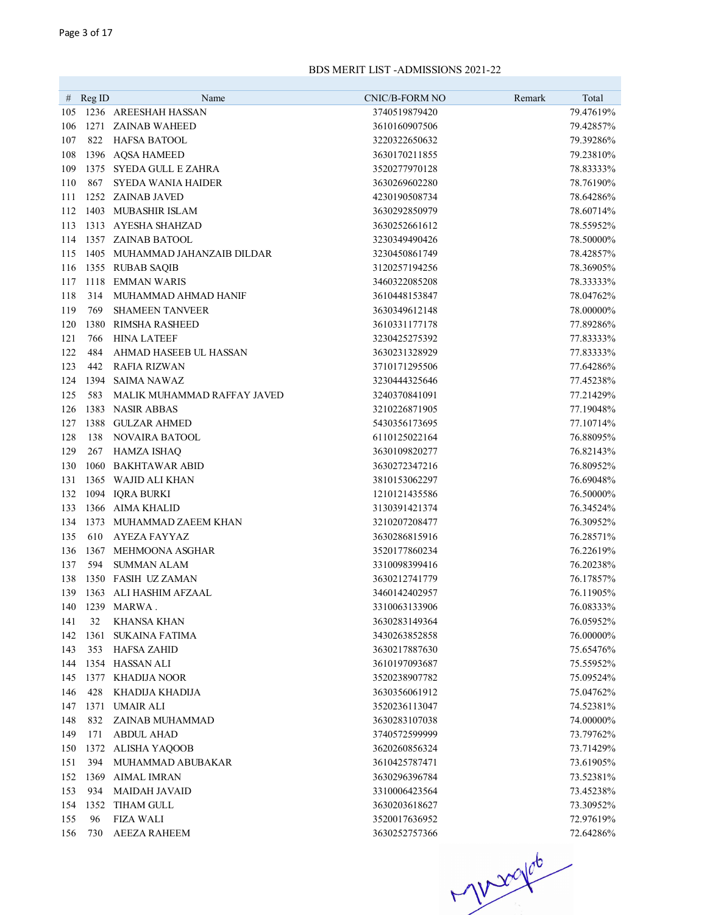BDS MERIT LIST -ADMISSIONS 2021-22

| # | Reg ID | Name | CNIC/B-FORM NO | Remark | Total |
|---|---|---|---|---|---|
| 105 | 1236 | AREESHAH HASSAN | 3740519879420 | | 79.47619% |
| 106 | 1271 | ZAINAB WAHEED | 3610160907506 | | 79.42857% |
| 107 | 822 | HAFSA BATOOL | 3220322650632 | | 79.39286% |
| 108 | 1396 | AQSA HAMEED | 3630170211855 | | 79.23810% |
| 109 | 1375 | SYEDA GULL E ZAHRA | 3520277970128 | | 78.83333% |
| 110 | 867 | SYEDA WANIA HAIDER | 3630269602280 | | 78.76190% |
| 111 | 1252 | ZAINAB JAVED | 4230190508734 | | 78.64286% |
| 112 | 1403 | MUBASHIR ISLAM | 3630292850979 | | 78.60714% |
| 113 | 1313 | AYESHA SHAHZAD | 3630252661612 | | 78.55952% |
| 114 | 1357 | ZAINAB BATOOL | 3230349490426 | | 78.50000% |
| 115 | 1405 | MUHAMMAD JAHANZAIB DILDAR | 3230450861749 | | 78.42857% |
| 116 | 1355 | RUBAB SAQIB | 3120257194256 | | 78.36905% |
| 117 | 1118 | EMMAN WARIS | 3460322085208 | | 78.33333% |
| 118 | 314 | MUHAMMAD AHMAD HANIF | 3610448153847 | | 78.04762% |
| 119 | 769 | SHAMEEN TANVEER | 3630349612148 | | 78.00000% |
| 120 | 1380 | RIMSHA RASHEED | 3610331177178 | | 77.89286% |
| 121 | 766 | HINA LATEEF | 3230425275392 | | 77.83333% |
| 122 | 484 | AHMAD HASEEB UL HASSAN | 3630231328929 | | 77.83333% |
| 123 | 442 | RAFIA RIZWAN | 3710171295506 | | 77.64286% |
| 124 | 1394 | SAIMA NAWAZ | 3230444325646 | | 77.45238% |
| 125 | 583 | MALIK MUHAMMAD RAFFAY JAVED | 3240370841091 | | 77.21429% |
| 126 | 1383 | NASIR ABBAS | 3210226871905 | | 77.19048% |
| 127 | 1388 | GULZAR AHMED | 5430356173695 | | 77.10714% |
| 128 | 138 | NOVAIRA BATOOL | 6110125022164 | | 76.88095% |
| 129 | 267 | HAMZA ISHAQ | 3630109820277 | | 76.82143% |
| 130 | 1060 | BAKHTAWAR ABID | 3630272347216 | | 76.80952% |
| 131 | 1365 | WAJID ALI KHAN | 3810153062297 | | 76.69048% |
| 132 | 1094 | IQRA BURKI | 1210121435586 | | 76.50000% |
| 133 | 1366 | AIMA KHALID | 3130391421374 | | 76.34524% |
| 134 | 1373 | MUHAMMAD ZAEEM KHAN | 3210207208477 | | 76.30952% |
| 135 | 610 | AYEZA FAYYAZ | 3630286815916 | | 76.28571% |
| 136 | 1367 | MEHMOONA ASGHAR | 3520177860234 | | 76.22619% |
| 137 | 594 | SUMMAN ALAM | 3310098399416 | | 76.20238% |
| 138 | 1350 | FASIH UZ ZAMAN | 3630212741779 | | 76.17857% |
| 139 | 1363 | ALI HASHIM AFZAAL | 3460142402957 | | 76.11905% |
| 140 | 1239 | MARWA . | 3310063133906 | | 76.08333% |
| 141 | 32 | KHANSA KHAN | 3630283149364 | | 76.05952% |
| 142 | 1361 | SUKAINA FATIMA | 3430263852858 | | 76.00000% |
| 143 | 353 | HAFSA ZAHID | 3630217887630 | | 75.65476% |
| 144 | 1354 | HASSAN ALI | 3610197093687 | | 75.55952% |
| 145 | 1377 | KHADIJA NOOR | 3520238907782 | | 75.09524% |
| 146 | 428 | KHADIJA KHADIJA | 3630356061912 | | 75.04762% |
| 147 | 1371 | UMAIR ALI | 3520236113047 | | 74.52381% |
| 148 | 832 | ZAINAB MUHAMMAD | 3630283107038 | | 74.00000% |
| 149 | 171 | ABDUL AHAD | 3740572599999 | | 73.79762% |
| 150 | 1372 | ALISHA YAQOOB | 3620260856324 | | 73.71429% |
| 151 | 394 | MUHAMMAD ABUBAKAR | 3610425787471 | | 73.61905% |
| 152 | 1369 | AIMAL IMRAN | 3630296396784 | | 73.52381% |
| 153 | 934 | MAIDAH JAVAID | 3310006423564 | | 73.45238% |
| 154 | 1352 | TIHAM GULL | 3630203618627 | | 73.30952% |
| 155 | 96 | FIZA WALI | 3520017636952 | | 72.97619% |
| 156 | 730 | AEEZA RAHEEM | 3630252757366 | | 72.64286% |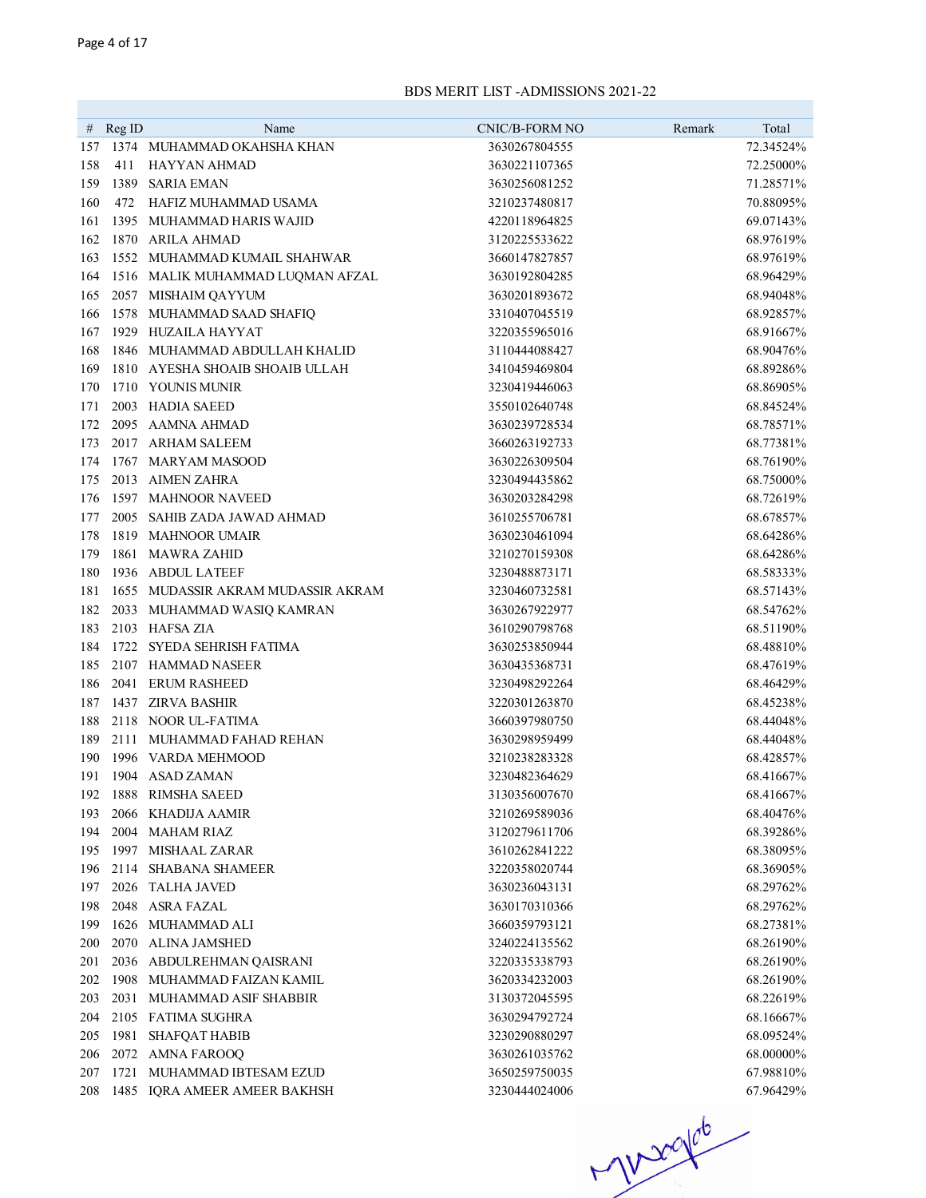BDS MERIT LIST -ADMISSIONS 2021-22

| # | Reg ID | Name | CNIC/B-FORM NO | Remark | Total |
|---|---|---|---|---|---|
| 157 | 1374 | MUHAMMAD OKAHSHA KHAN | 3630267804555 | | 72.34524% |
| 158 | 411 | HAYYAN AHMAD | 3630221107365 | | 72.25000% |
| 159 | 1389 | SARIA EMAN | 3630256081252 | | 71.28571% |
| 160 | 472 | HAFIZ MUHAMMAD USAMA | 3210237480817 | | 70.88095% |
| 161 | 1395 | MUHAMMAD HARIS WAJID | 4220118964825 | | 69.07143% |
| 162 | 1870 | ARILA AHMAD | 3120225533622 | | 68.97619% |
| 163 | 1552 | MUHAMMAD KUMAIL SHAHWAR | 3660147827857 | | 68.97619% |
| 164 | 1516 | MALIK MUHAMMAD LUQMAN AFZAL | 3630192804285 | | 68.96429% |
| 165 | 2057 | MISHAIM QAYYUM | 3630201893672 | | 68.94048% |
| 166 | 1578 | MUHAMMAD SAAD SHAFIQ | 3310407045519 | | 68.92857% |
| 167 | 1929 | HUZAILA HAYYAT | 3220355965016 | | 68.91667% |
| 168 | 1846 | MUHAMMAD ABDULLAH KHALID | 3110444088427 | | 68.90476% |
| 169 | 1810 | AYESHA SHOAIB SHOAIB ULLAH | 3410459469804 | | 68.89286% |
| 170 | 1710 | YOUNIS MUNIR | 3230419446063 | | 68.86905% |
| 171 | 2003 | HADIA SAEED | 3550102640748 | | 68.84524% |
| 172 | 2095 | AAMNA AHMAD | 3630239728534 | | 68.78571% |
| 173 | 2017 | ARHAM SALEEM | 3660263192733 | | 68.77381% |
| 174 | 1767 | MARYAM MASOOD | 3630226309504 | | 68.76190% |
| 175 | 2013 | AIMEN ZAHRA | 3230494435862 | | 68.75000% |
| 176 | 1597 | MAHNOOR NAVEED | 3630203284298 | | 68.72619% |
| 177 | 2005 | SAHIB ZADA JAWAD AHMAD | 3610255706781 | | 68.67857% |
| 178 | 1819 | MAHNOOR UMAIR | 3630230461094 | | 68.64286% |
| 179 | 1861 | MAWRA ZAHID | 3210270159308 | | 68.64286% |
| 180 | 1936 | ABDUL LATEEF | 3230488873171 | | 68.58333% |
| 181 | 1655 | MUDASSIR AKRAM MUDASSIR AKRAM | 3230460732581 | | 68.57143% |
| 182 | 2033 | MUHAMMAD WASIQ KAMRAN | 3630267922977 | | 68.54762% |
| 183 | 2103 | HAFSA ZIA | 3610290798768 | | 68.51190% |
| 184 | 1722 | SYEDA SEHRISH FATIMA | 3630253850944 | | 68.48810% |
| 185 | 2107 | HAMMAD NASEER | 3630435368731 | | 68.47619% |
| 186 | 2041 | ERUM RASHEED | 3230498292264 | | 68.46429% |
| 187 | 1437 | ZIRVA BASHIR | 3220301263870 | | 68.45238% |
| 188 | 2118 | NOOR UL-FATIMA | 3660397980750 | | 68.44048% |
| 189 | 2111 | MUHAMMAD FAHAD REHAN | 3630298959499 | | 68.44048% |
| 190 | 1996 | VARDA MEHMOOD | 3210238283328 | | 68.42857% |
| 191 | 1904 | ASAD ZAMAN | 3230482364629 | | 68.41667% |
| 192 | 1888 | RIMSHA SAEED | 3130356007670 | | 68.41667% |
| 193 | 2066 | KHADIJA AAMIR | 3210269589036 | | 68.40476% |
| 194 | 2004 | MAHAM RIAZ | 3120279611706 | | 68.39286% |
| 195 | 1997 | MISHAAL ZARAR | 3610262841222 | | 68.38095% |
| 196 | 2114 | SHABANA SHAMEER | 3220358020744 | | 68.36905% |
| 197 | 2026 | TALHA JAVED | 3630236043131 | | 68.29762% |
| 198 | 2048 | ASRA FAZAL | 3630170310366 | | 68.29762% |
| 199 | 1626 | MUHAMMAD ALI | 3660359793121 | | 68.27381% |
| 200 | 2070 | ALINA JAMSHED | 3240224135562 | | 68.26190% |
| 201 | 2036 | ABDULREHMAN QAISRANI | 3220335338793 | | 68.26190% |
| 202 | 1908 | MUHAMMAD FAIZAN KAMIL | 3620334232003 | | 68.26190% |
| 203 | 2031 | MUHAMMAD ASIF SHABBIR | 3130372045595 | | 68.22619% |
| 204 | 2105 | FATIMA SUGHRA | 3630294792724 | | 68.16667% |
| 205 | 1981 | SHAFQAT HABIB | 3230290880297 | | 68.09524% |
| 206 | 2072 | AMNA FAROOQ | 3630261035762 | | 68.00000% |
| 207 | 1721 | MUHAMMAD IBTESAM EZUD | 3650259750035 | | 67.98810% |
| 208 | 1485 | IQRA AMEER AMEER BAKHSH | 3230444024006 | | 67.96429% |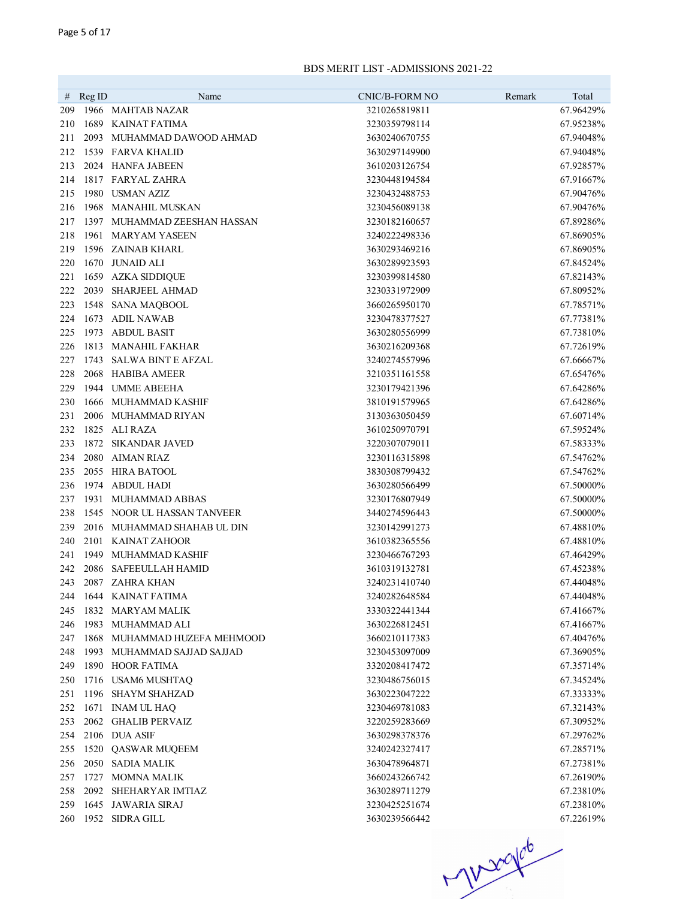BDS MERIT LIST -ADMISSIONS 2021-22

| # | Reg ID | Name | CNIC/B-FORM NO | Remark | Total |
|---|---|---|---|---|---|
| 209 | 1966 | MAHTAB NAZAR | 3210265819811 | | 67.96429% |
| 210 | 1689 | KAINAT FATIMA | 3230359798114 | | 67.95238% |
| 211 | 2093 | MUHAMMAD DAWOOD AHMAD | 3630240670755 | | 67.94048% |
| 212 | 1539 | FARVA KHALID | 3630297149900 | | 67.94048% |
| 213 | 2024 | HANFA JABEEN | 3610203126754 | | 67.92857% |
| 214 | 1817 | FARYAL ZAHRA | 3230448194584 | | 67.91667% |
| 215 | 1980 | USMAN AZIZ | 3230432488753 | | 67.90476% |
| 216 | 1968 | MANAHIL MUSKAN | 3230456089138 | | 67.90476% |
| 217 | 1397 | MUHAMMAD ZEESHAN HASSAN | 3230182160657 | | 67.89286% |
| 218 | 1961 | MARYAM YASEEN | 3240222498336 | | 67.86905% |
| 219 | 1596 | ZAINAB KHARL | 3630293469216 | | 67.86905% |
| 220 | 1670 | JUNAID ALI | 3630289923593 | | 67.84524% |
| 221 | 1659 | AZKA SIDDIQUE | 3230399814580 | | 67.82143% |
| 222 | 2039 | SHARJEEL AHMAD | 3230331972909 | | 67.80952% |
| 223 | 1548 | SANA MAQBOOL | 3660265950170 | | 67.78571% |
| 224 | 1673 | ADIL NAWAB | 3230478377527 | | 67.77381% |
| 225 | 1973 | ABDUL BASIT | 3630280556999 | | 67.73810% |
| 226 | 1813 | MANAHIL FAKHAR | 3630216209368 | | 67.72619% |
| 227 | 1743 | SALWA BINT E AFZAL | 3240274557996 | | 67.66667% |
| 228 | 2068 | HABIBA AMEER | 3210351161558 | | 67.65476% |
| 229 | 1944 | UMME ABEEHA | 3230179421396 | | 67.64286% |
| 230 | 1666 | MUHAMMAD KASHIF | 3810191579965 | | 67.64286% |
| 231 | 2006 | MUHAMMAD RIYAN | 3130363050459 | | 67.60714% |
| 232 | 1825 | ALI RAZA | 3610250970791 | | 67.59524% |
| 233 | 1872 | SIKANDAR JAVED | 3220307079011 | | 67.58333% |
| 234 | 2080 | AIMAN RIAZ | 3230116315898 | | 67.54762% |
| 235 | 2055 | HIRA BATOOL | 3830308799432 | | 67.54762% |
| 236 | 1974 | ABDUL HADI | 3630280566499 | | 67.50000% |
| 237 | 1931 | MUHAMMAD ABBAS | 3230176807949 | | 67.50000% |
| 238 | 1545 | NOOR UL HASSAN TANVEER | 3440274596443 | | 67.50000% |
| 239 | 2016 | MUHAMMAD SHAHAB UL DIN | 3230142991273 | | 67.48810% |
| 240 | 2101 | KAINAT ZAHOOR | 3610382365556 | | 67.48810% |
| 241 | 1949 | MUHAMMAD KASHIF | 3230466767293 | | 67.46429% |
| 242 | 2086 | SAFEEULLAH HAMID | 3610319132781 | | 67.45238% |
| 243 | 2087 | ZAHRA KHAN | 3240231410740 | | 67.44048% |
| 244 | 1644 | KAINAT FATIMA | 3240282648584 | | 67.44048% |
| 245 | 1832 | MARYAM MALIK | 3330322441344 | | 67.41667% |
| 246 | 1983 | MUHAMMAD ALI | 3630226812451 | | 67.41667% |
| 247 | 1868 | MUHAMMAD HUZEFA MEHMOOD | 3660210117383 | | 67.40476% |
| 248 | 1993 | MUHAMMAD SAJJAD SAJJAD | 3230453097009 | | 67.36905% |
| 249 | 1890 | HOOR FATIMA | 3320208417472 | | 67.35714% |
| 250 | 1716 | USAM6 MUSHTAQ | 3230486756015 | | 67.34524% |
| 251 | 1196 | SHAYM SHAHZAD | 3630223047222 | | 67.33333% |
| 252 | 1671 | INAM UL HAQ | 3230469781083 | | 67.32143% |
| 253 | 2062 | GHALIB PERVAIZ | 3220259283669 | | 67.30952% |
| 254 | 2106 | DUA ASIF | 3630298378376 | | 67.29762% |
| 255 | 1520 | QASWAR MUQEEM | 3240242327417 | | 67.28571% |
| 256 | 2050 | SADIA MALIK | 3630478964871 | | 67.27381% |
| 257 | 1727 | MOMNA MALIK | 3660243266742 | | 67.26190% |
| 258 | 2092 | SHEHARYAR IMTIAZ | 3630289711279 | | 67.23810% |
| 259 | 1645 | JAWARIA SIRAJ | 3230425251674 | | 67.23810% |
| 260 | 1952 | SIDRA GILL | 3630239566442 | | 67.22619% |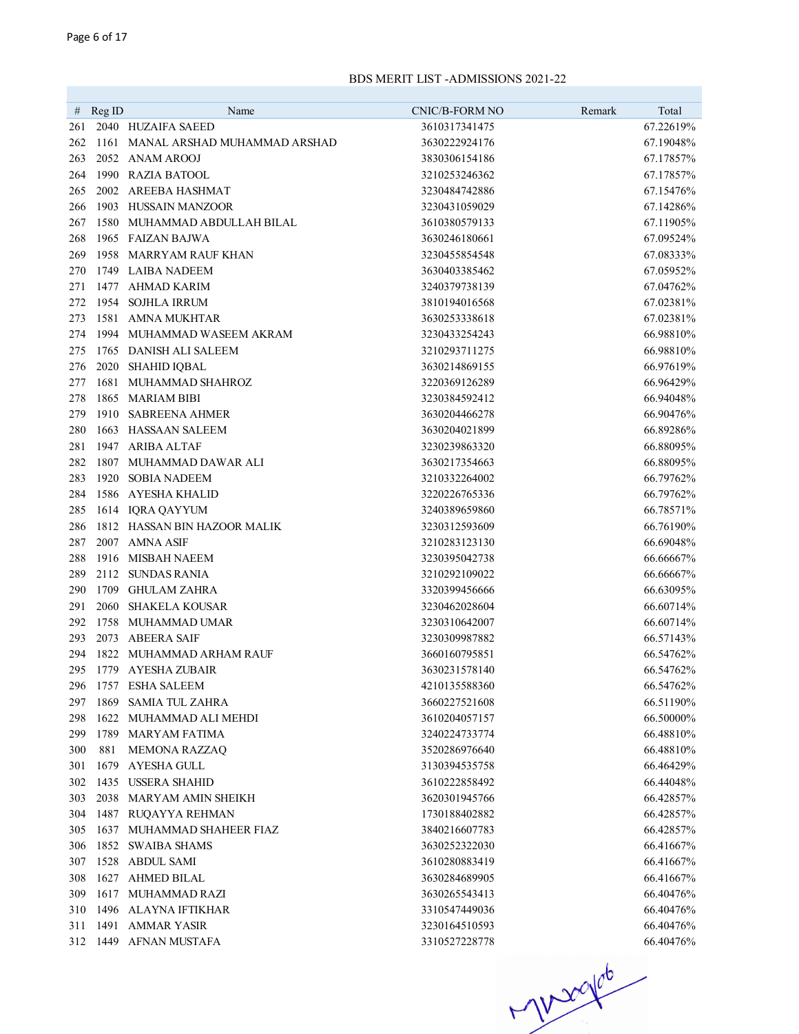BDS MERIT LIST -ADMISSIONS 2021-22

| # | Reg ID | Name | CNIC/B-FORM NO | Remark | Total |
|---|---|---|---|---|---|
| 261 | 2040 | HUZAIFA SAEED | 3610317341475 | | 67.22619% |
| 262 | 1161 | MANAL ARSHAD MUHAMMAD ARSHAD | 3630222924176 | | 67.19048% |
| 263 | 2052 | ANAM AROOJ | 3830306154186 | | 67.17857% |
| 264 | 1990 | RAZIA BATOOL | 3210253246362 | | 67.17857% |
| 265 | 2002 | AREEBA HASHMAT | 3230484742886 | | 67.15476% |
| 266 | 1903 | HUSSAIN MANZOOR | 3230431059029 | | 67.14286% |
| 267 | 1580 | MUHAMMAD ABDULLAH BILAL | 3610380579133 | | 67.11905% |
| 268 | 1965 | FAIZAN BAJWA | 3630246180661 | | 67.09524% |
| 269 | 1958 | MARRYAM RAUF KHAN | 3230455854548 | | 67.08333% |
| 270 | 1749 | LAIBA NADEEM | 3630403385462 | | 67.05952% |
| 271 | 1477 | AHMAD KARIM | 3240379738139 | | 67.04762% |
| 272 | 1954 | SOJHLA IRRUM | 3810194016568 | | 67.02381% |
| 273 | 1581 | AMNA MUKHTAR | 3630253338618 | | 67.02381% |
| 274 | 1994 | MUHAMMAD WASEEM AKRAM | 3230433254243 | | 66.98810% |
| 275 | 1765 | DANISH ALI SALEEM | 3210293711275 | | 66.98810% |
| 276 | 2020 | SHAHID IQBAL | 3630214869155 | | 66.97619% |
| 277 | 1681 | MUHAMMAD SHAHROZ | 3220369126289 | | 66.96429% |
| 278 | 1865 | MARIAM BIBI | 3230384592412 | | 66.94048% |
| 279 | 1910 | SABREENA AHMER | 3630204466278 | | 66.90476% |
| 280 | 1663 | HASSAAN SALEEM | 3630204021899 | | 66.89286% |
| 281 | 1947 | ARIBA ALTAF | 3230239863320 | | 66.88095% |
| 282 | 1807 | MUHAMMAD DAWAR ALI | 3630217354663 | | 66.88095% |
| 283 | 1920 | SOBIA NADEEM | 3210332264002 | | 66.79762% |
| 284 | 1586 | AYESHA KHALID | 3220226765336 | | 66.79762% |
| 285 | 1614 | IQRA QAYYUM | 3240389659860 | | 66.78571% |
| 286 | 1812 | HASSAN BIN HAZOOR MALIK | 3230312593609 | | 66.76190% |
| 287 | 2007 | AMNA ASIF | 3210283123130 | | 66.69048% |
| 288 | 1916 | MISBAH NAEEM | 3230395042738 | | 66.66667% |
| 289 | 2112 | SUNDAS RANIA | 3210292109022 | | 66.66667% |
| 290 | 1709 | GHULAM ZAHRA | 3320399456666 | | 66.63095% |
| 291 | 2060 | SHAKELA KOUSAR | 3230462028604 | | 66.60714% |
| 292 | 1758 | MUHAMMAD UMAR | 3230310642007 | | 66.60714% |
| 293 | 2073 | ABEERA SAIF | 3230309987882 | | 66.57143% |
| 294 | 1822 | MUHAMMAD ARHAM RAUF | 3660160795851 | | 66.54762% |
| 295 | 1779 | AYESHA ZUBAIR | 3630231578140 | | 66.54762% |
| 296 | 1757 | ESHA SALEEM | 4210135588360 | | 66.54762% |
| 297 | 1869 | SAMIA TUL ZAHRA | 3660227521608 | | 66.51190% |
| 298 | 1622 | MUHAMMAD ALI MEHDI | 3610204057157 | | 66.50000% |
| 299 | 1789 | MARYAM FATIMA | 3240224733774 | | 66.48810% |
| 300 | 881 | MEMONA RAZZAQ | 3520286976640 | | 66.48810% |
| 301 | 1679 | AYESHA GULL | 3130394535758 | | 66.46429% |
| 302 | 1435 | USSERA SHAHID | 3610222858492 | | 66.44048% |
| 303 | 2038 | MARYAM AMIN SHEIKH | 3620301945766 | | 66.42857% |
| 304 | 1487 | RUQAYYA REHMAN | 1730188402882 | | 66.42857% |
| 305 | 1637 | MUHAMMAD SHAHEER FIAZ | 3840216607783 | | 66.42857% |
| 306 | 1852 | SWAIBA SHAMS | 3630252322030 | | 66.41667% |
| 307 | 1528 | ABDUL SAMI | 3610280883419 | | 66.41667% |
| 308 | 1627 | AHMED BILAL | 3630284689905 | | 66.41667% |
| 309 | 1617 | MUHAMMAD RAZI | 3630265543413 | | 66.40476% |
| 310 | 1496 | ALAYNA IFTIKHAR | 3310547449036 | | 66.40476% |
| 311 | 1491 | AMMAR YASIR | 3230164510593 | | 66.40476% |
| 312 | 1449 | AFNAN MUSTAFA | 3310527228778 | | 66.40476% |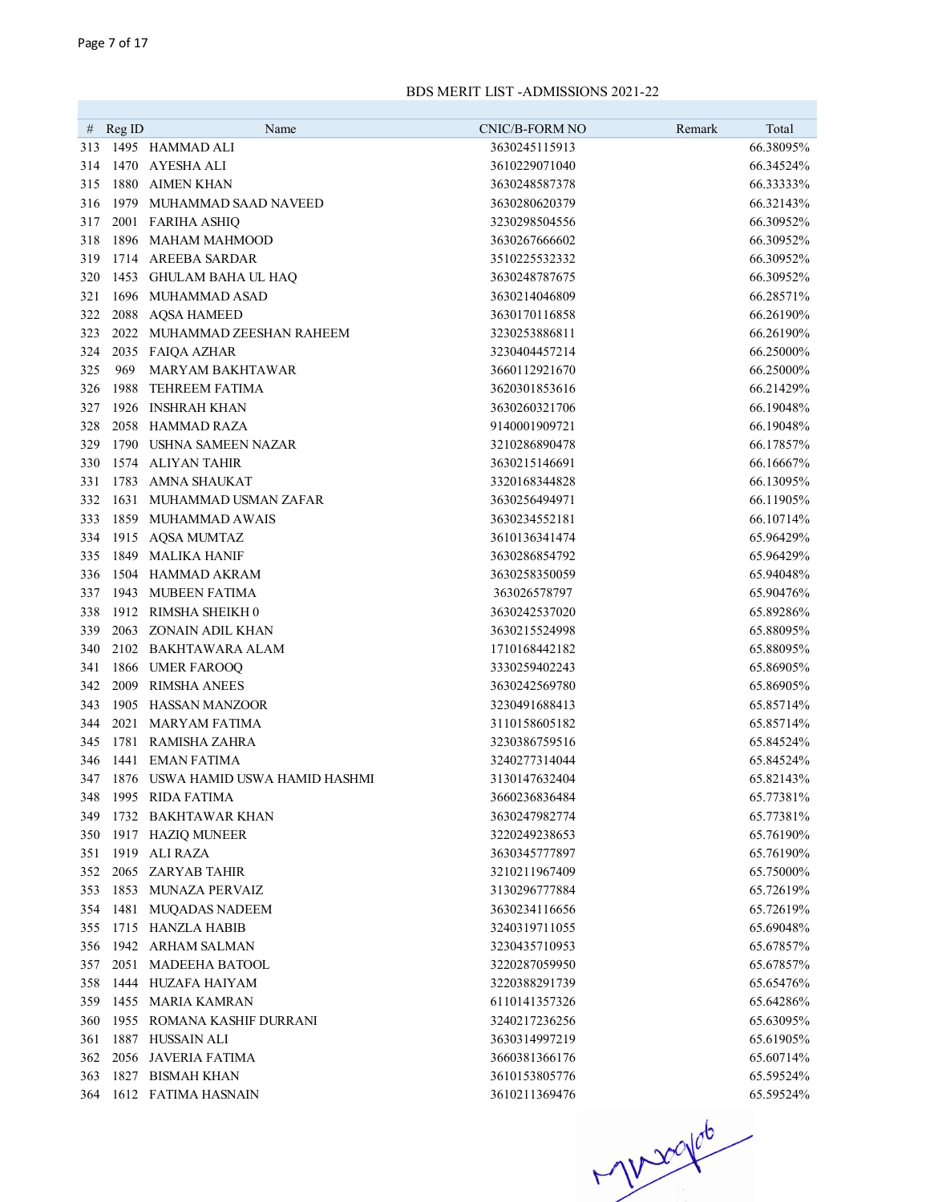BDS MERIT LIST -ADMISSIONS 2021-22

| # | Reg ID | Name | CNIC/B-FORM NO | Remark | Total |
|---|---|---|---|---|---|
| 313 | 1495 | HAMMAD ALI | 3630245115913 | | 66.38095% |
| 314 | 1470 | AYESHA ALI | 3610229071040 | | 66.34524% |
| 315 | 1880 | AIMEN KHAN | 3630248587378 | | 66.33333% |
| 316 | 1979 | MUHAMMAD SAAD NAVEED | 3630280620379 | | 66.32143% |
| 317 | 2001 | FARIHA ASHIQ | 3230298504556 | | 66.30952% |
| 318 | 1896 | MAHAM MAHMOOD | 3630267666602 | | 66.30952% |
| 319 | 1714 | AREEBA SARDAR | 3510225532332 | | 66.30952% |
| 320 | 1453 | GHULAM BAHA UL HAQ | 3630248787675 | | 66.30952% |
| 321 | 1696 | MUHAMMAD ASAD | 3630214046809 | | 66.28571% |
| 322 | 2088 | AQSA HAMEED | 3630170116858 | | 66.26190% |
| 323 | 2022 | MUHAMMAD ZEESHAN RAHEEM | 3230253886811 | | 66.26190% |
| 324 | 2035 | FAIQA AZHAR | 3230404457214 | | 66.25000% |
| 325 | 969 | MARYAM BAKHTAWAR | 3660112921670 | | 66.25000% |
| 326 | 1988 | TEHREEM FATIMA | 3620301853616 | | 66.21429% |
| 327 | 1926 | INSHRAH KHAN | 3630260321706 | | 66.19048% |
| 328 | 2058 | HAMMAD RAZA | 9140001909721 | | 66.19048% |
| 329 | 1790 | USHNA SAMEEN NAZAR | 3210286890478 | | 66.17857% |
| 330 | 1574 | ALIYAN TAHIR | 3630215146691 | | 66.16667% |
| 331 | 1783 | AMNA SHAUKAT | 3320168344828 | | 66.13095% |
| 332 | 1631 | MUHAMMAD USMAN ZAFAR | 3630256494971 | | 66.11905% |
| 333 | 1859 | MUHAMMAD AWAIS | 3630234552181 | | 66.10714% |
| 334 | 1915 | AQSA MUMTAZ | 3610136341474 | | 65.96429% |
| 335 | 1849 | MALIKA HANIF | 3630286854792 | | 65.96429% |
| 336 | 1504 | HAMMAD AKRAM | 3630258350059 | | 65.94048% |
| 337 | 1943 | MUBEEN FATIMA | 363026578797 | | 65.90476% |
| 338 | 1912 | RIMSHA SHEIKH 0 | 3630242537020 | | 65.89286% |
| 339 | 2063 | ZONAIN ADIL KHAN | 3630215524998 | | 65.88095% |
| 340 | 2102 | BAKHTAWARA ALAM | 1710168442182 | | 65.88095% |
| 341 | 1866 | UMER FAROOQ | 3330259402243 | | 65.86905% |
| 342 | 2009 | RIMSHA ANEES | 3630242569780 | | 65.86905% |
| 343 | 1905 | HASSAN MANZOOR | 3230491688413 | | 65.85714% |
| 344 | 2021 | MARYAM FATIMA | 3110158605182 | | 65.85714% |
| 345 | 1781 | RAMISHA ZAHRA | 3230386759516 | | 65.84524% |
| 346 | 1441 | EMAN FATIMA | 3240277314044 | | 65.84524% |
| 347 | 1876 | USWA HAMID USWA HAMID HASHMI | 3130147632404 | | 65.82143% |
| 348 | 1995 | RIDA FATIMA | 3660236836484 | | 65.77381% |
| 349 | 1732 | BAKHTAWAR KHAN | 3630247982774 | | 65.77381% |
| 350 | 1917 | HAZIQ MUNEER | 3220249238653 | | 65.76190% |
| 351 | 1919 | ALI RAZA | 3630345777897 | | 65.76190% |
| 352 | 2065 | ZARYAB TAHIR | 3210211967409 | | 65.75000% |
| 353 | 1853 | MUNAZA PERVAIZ | 3130296777884 | | 65.72619% |
| 354 | 1481 | MUQADAS NADEEM | 3630234116656 | | 65.72619% |
| 355 | 1715 | HANZLA HABIB | 3240319711055 | | 65.69048% |
| 356 | 1942 | ARHAM SALMAN | 3230435710953 | | 65.67857% |
| 357 | 2051 | MADEEHA BATOOL | 3220287059950 | | 65.67857% |
| 358 | 1444 | HUZAFA HAIYAM | 3220388291739 | | 65.65476% |
| 359 | 1455 | MARIA KAMRAN | 6110141357326 | | 65.64286% |
| 360 | 1955 | ROMANA KASHIF DURRANI | 3240217236256 | | 65.63095% |
| 361 | 1887 | HUSSAIN ALI | 3630314997219 | | 65.61905% |
| 362 | 2056 | JAVERIA FATIMA | 3660381366176 | | 65.60714% |
| 363 | 1827 | BISMAH KHAN | 3610153805776 | | 65.59524% |
| 364 | 1612 | FATIMA HASNAIN | 3610211369476 | | 65.59524% |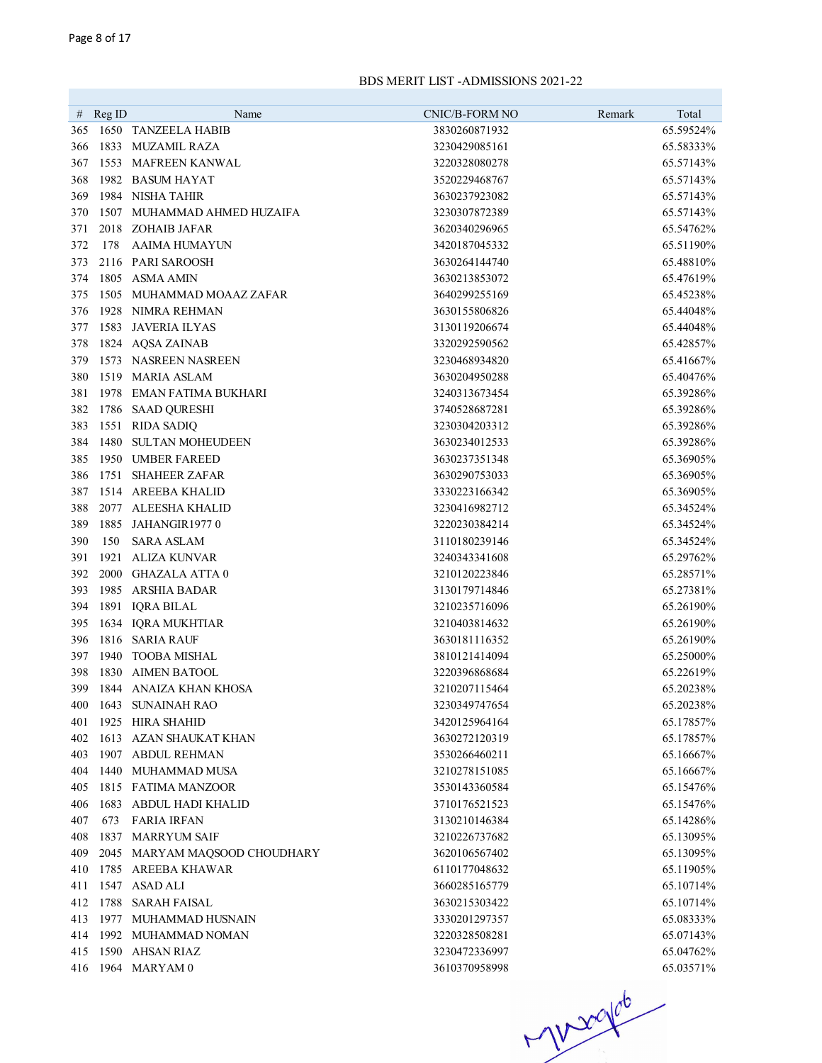BDS MERIT LIST -ADMISSIONS 2021-22

| # | Reg ID | Name | CNIC/B-FORM NO | Remark | Total |
|---|---|---|---|---|---|
| 365 | 1650 | TANZEELA HABIB | 3830260871932 | | 65.59524% |
| 366 | 1833 | MUZAMIL RAZA | 3230429085161 | | 65.58333% |
| 367 | 1553 | MAFREEN KANWAL | 3220328080278 | | 65.57143% |
| 368 | 1982 | BASUM HAYAT | 3520229468767 | | 65.57143% |
| 369 | 1984 | NISHA TAHIR | 3630237923082 | | 65.57143% |
| 370 | 1507 | MUHAMMAD AHMED HUZAIFA | 3230307872389 | | 65.57143% |
| 371 | 2018 | ZOHAIB JAFAR | 3620340296965 | | 65.54762% |
| 372 | 178 | AAIMA HUMAYUN | 3420187045332 | | 65.51190% |
| 373 | 2116 | PARI SAROOSH | 3630264144740 | | 65.48810% |
| 374 | 1805 | ASMA AMIN | 3630213853072 | | 65.47619% |
| 375 | 1505 | MUHAMMAD MOAAZ ZAFAR | 3640299255169 | | 65.45238% |
| 376 | 1928 | NIMRA REHMAN | 3630155806826 | | 65.44048% |
| 377 | 1583 | JAVERIA ILYAS | 3130119206674 | | 65.44048% |
| 378 | 1824 | AQSA ZAINAB | 3320292590562 | | 65.42857% |
| 379 | 1573 | NASREEN NASREEN | 3230468934820 | | 65.41667% |
| 380 | 1519 | MARIA ASLAM | 3630204950288 | | 65.40476% |
| 381 | 1978 | EMAN FATIMA BUKHARI | 3240313673454 | | 65.39286% |
| 382 | 1786 | SAAD QURESHI | 3740528687281 | | 65.39286% |
| 383 | 1551 | RIDA SADIQ | 3230304203312 | | 65.39286% |
| 384 | 1480 | SULTAN MOHEUDEEN | 3630234012533 | | 65.39286% |
| 385 | 1950 | UMBER FAREED | 3630237351348 | | 65.36905% |
| 386 | 1751 | SHAHEER ZAFAR | 3630290753033 | | 65.36905% |
| 387 | 1514 | AREEBA KHALID | 3330223166342 | | 65.36905% |
| 388 | 2077 | ALEESHA KHALID | 3230416982712 | | 65.34524% |
| 389 | 1885 | JAHANGIR1977 0 | 3220230384214 | | 65.34524% |
| 390 | 150 | SARA ASLAM | 3110180239146 | | 65.34524% |
| 391 | 1921 | ALIZA KUNVAR | 3240343341608 | | 65.29762% |
| 392 | 2000 | GHAZALA ATTA 0 | 3210120223846 | | 65.28571% |
| 393 | 1985 | ARSHIA BADAR | 3130179714846 | | 65.27381% |
| 394 | 1891 | IQRA BILAL | 3210235716096 | | 65.26190% |
| 395 | 1634 | IQRA MUKHTIAR | 3210403814632 | | 65.26190% |
| 396 | 1816 | SARIA RAUF | 3630181116352 | | 65.26190% |
| 397 | 1940 | TOOBA MISHAL | 3810121414094 | | 65.25000% |
| 398 | 1830 | AIMEN BATOOL | 3220396868684 | | 65.22619% |
| 399 | 1844 | ANAIZA KHAN KHOSA | 3210207115464 | | 65.20238% |
| 400 | 1643 | SUNAINAH RAO | 3230349747654 | | 65.20238% |
| 401 | 1925 | HIRA SHAHID | 3420125964164 | | 65.17857% |
| 402 | 1613 | AZAN SHAUKAT KHAN | 3630272120319 | | 65.17857% |
| 403 | 1907 | ABDUL REHMAN | 3530266460211 | | 65.16667% |
| 404 | 1440 | MUHAMMAD MUSA | 3210278151085 | | 65.16667% |
| 405 | 1815 | FATIMA MANZOOR | 3530143360584 | | 65.15476% |
| 406 | 1683 | ABDUL HADI KHALID | 3710176521523 | | 65.15476% |
| 407 | 673 | FARIA IRFAN | 3130210146384 | | 65.14286% |
| 408 | 1837 | MARRYUM SAIF | 3210226737682 | | 65.13095% |
| 409 | 2045 | MARYAM MAQSOOD CHOUDHARY | 3620106567402 | | 65.13095% |
| 410 | 1785 | AREEBA KHAWAR | 6110177048632 | | 65.11905% |
| 411 | 1547 | ASAD ALI | 3660285165779 | | 65.10714% |
| 412 | 1788 | SARAH FAISAL | 3630215303422 | | 65.10714% |
| 413 | 1977 | MUHAMMAD HUSNAIN | 3330201297357 | | 65.08333% |
| 414 | 1992 | MUHAMMAD NOMAN | 3220328508281 | | 65.07143% |
| 415 | 1590 | AHSAN RIAZ | 3230472336997 | | 65.04762% |
| 416 | 1964 | MARYAM 0 | 3610370958998 | | 65.03571% |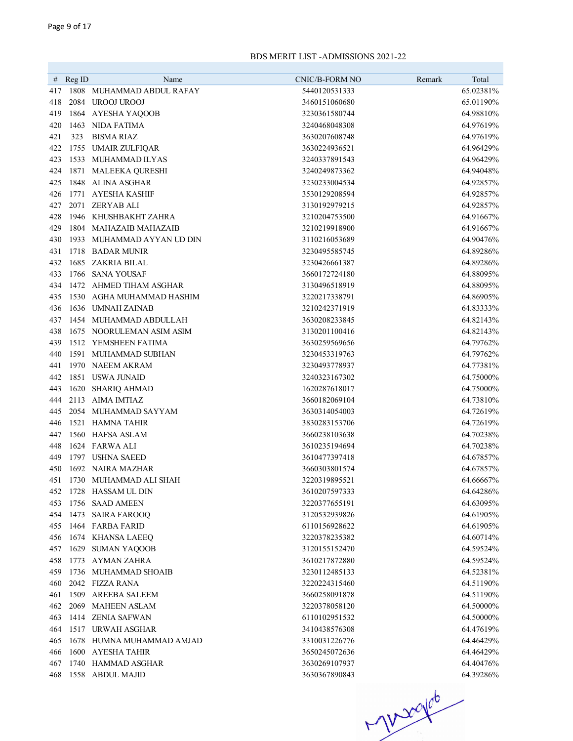BDS MERIT LIST -ADMISSIONS 2021-22

| # | Reg ID | Name | CNIC/B-FORM NO | Remark | Total |
|---|---|---|---|---|---|
| 417 | 1808 | MUHAMMAD ABDUL RAFAY | 5440120531333 | | 65.02381% |
| 418 | 2084 | UROOJ UROOJ | 3460151060680 | | 65.01190% |
| 419 | 1864 | AYESHA YAQOOB | 3230361580744 | | 64.98810% |
| 420 | 1463 | NIDA FATIMA | 3240468048308 | | 64.97619% |
| 421 | 323 | BISMA RIAZ | 3630207608748 | | 64.97619% |
| 422 | 1755 | UMAIR ZULFIQAR | 3630224936521 | | 64.96429% |
| 423 | 1533 | MUHAMMAD ILYAS | 3240337891543 | | 64.96429% |
| 424 | 1871 | MALEEKA QURESHI | 3240249873362 | | 64.94048% |
| 425 | 1848 | ALINA ASGHAR | 3230233004534 | | 64.92857% |
| 426 | 1771 | AYESHA KASHIF | 3530129208594 | | 64.92857% |
| 427 | 2071 | ZERYAB ALI | 3130192979215 | | 64.92857% |
| 428 | 1946 | KHUSHBAKHT ZAHRA | 3210204753500 | | 64.91667% |
| 429 | 1804 | MAHAZAIB MAHAZAIB | 3210219918900 | | 64.91667% |
| 430 | 1933 | MUHAMMAD AYYAN UD DIN | 3110216053689 | | 64.90476% |
| 431 | 1718 | BADAR MUNIR | 3230495585745 | | 64.89286% |
| 432 | 1685 | ZAKRIA BILAL | 3230426661387 | | 64.89286% |
| 433 | 1766 | SANA YOUSAF | 3660172724180 | | 64.88095% |
| 434 | 1472 | AHMED TIHAM ASGHAR | 3130496518919 | | 64.88095% |
| 435 | 1530 | AGHA MUHAMMAD HASHIM | 3220217338791 | | 64.86905% |
| 436 | 1636 | UMNAH ZAINAB | 3210242371919 | | 64.83333% |
| 437 | 1454 | MUHAMMAD ABDULLAH | 3630208233845 | | 64.82143% |
| 438 | 1675 | NOORULEMAN ASIM ASIM | 3130201100416 | | 64.82143% |
| 439 | 1512 | YEMSHEEN FATIMA | 3630259569656 | | 64.79762% |
| 440 | 1591 | MUHAMMAD SUBHAN | 3230453319763 | | 64.79762% |
| 441 | 1970 | NAEEM AKRAM | 3230493778937 | | 64.77381% |
| 442 | 1851 | USWA JUNAID | 3240323167302 | | 64.75000% |
| 443 | 1620 | SHARIQ AHMAD | 1620287618017 | | 64.75000% |
| 444 | 2113 | AIMA IMTIAZ | 3660182069104 | | 64.73810% |
| 445 | 2054 | MUHAMMAD SAYYAM | 3630314054003 | | 64.72619% |
| 446 | 1521 | HAMNA TAHIR | 3830283153706 | | 64.72619% |
| 447 | 1560 | HAFSA ASLAM | 3660238103638 | | 64.70238% |
| 448 | 1624 | FARWA ALI | 3610235194694 | | 64.70238% |
| 449 | 1797 | USHNA SAEED | 3610477397418 | | 64.67857% |
| 450 | 1692 | NAIRA MAZHAR | 3660303801574 | | 64.67857% |
| 451 | 1730 | MUHAMMAD ALI SHAH | 3220319895521 | | 64.66667% |
| 452 | 1728 | HASSAM UL DIN | 3610207597333 | | 64.64286% |
| 453 | 1756 | SAAD AMEEN | 3220377655191 | | 64.63095% |
| 454 | 1473 | SAIRA FAROOQ | 3120532939826 | | 64.61905% |
| 455 | 1464 | FARBA FARID | 6110156928622 | | 64.61905% |
| 456 | 1674 | KHANSA LAEEQ | 3220378235382 | | 64.60714% |
| 457 | 1629 | SUMAN YAQOOB | 3120155152470 | | 64.59524% |
| 458 | 1773 | AYMAN ZAHRA | 3610217872880 | | 64.59524% |
| 459 | 1736 | MUHAMMAD SHOAIB | 3230112485133 | | 64.52381% |
| 460 | 2042 | FIZZA RANA | 3220224315460 | | 64.51190% |
| 461 | 1509 | AREEBA SALEEM | 3660258091878 | | 64.51190% |
| 462 | 2069 | MAHEEN ASLAM | 3220378058120 | | 64.50000% |
| 463 | 1414 | ZENIA SAFWAN | 6110102951532 | | 64.50000% |
| 464 | 1517 | URWAH ASGHAR | 3410438576308 | | 64.47619% |
| 465 | 1678 | HUMNA MUHAMMAD AMJAD | 3310031226776 | | 64.46429% |
| 466 | 1600 | AYESHA TAHIR | 3650245072636 | | 64.46429% |
| 467 | 1740 | HAMMAD ASGHAR | 3630269107937 | | 64.40476% |
| 468 | 1558 | ABDUL MAJID | 3630367890843 | | 64.39286% |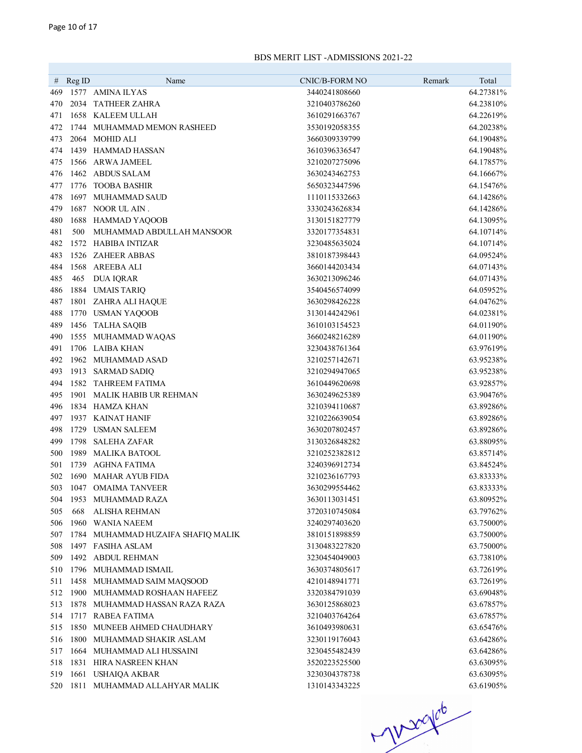BDS MERIT LIST -ADMISSIONS 2021-22

| # | Reg ID | Name | CNIC/B-FORM NO | Remark | Total |
|---|---|---|---|---|---|
| 469 | 1577 | AMINA ILYAS | 3440241808660 | | 64.27381% |
| 470 | 2034 | TATHEER ZAHRA | 3210403786260 | | 64.23810% |
| 471 | 1658 | KALEEM ULLAH | 3610291663767 | | 64.22619% |
| 472 | 1744 | MUHAMMAD MEMON RASHEED | 3530192058355 | | 64.20238% |
| 473 | 2064 | MOHID ALI | 3660309339799 | | 64.19048% |
| 474 | 1439 | HAMMAD HASSAN | 3610396336547 | | 64.19048% |
| 475 | 1566 | ARWA JAMEEL | 3210207275096 | | 64.17857% |
| 476 | 1462 | ABDUS SALAM | 3630243462753 | | 64.16667% |
| 477 | 1776 | TOOBA BASHIR | 5650323447596 | | 64.15476% |
| 478 | 1697 | MUHAMMAD SAUD | 1110115332663 | | 64.14286% |
| 479 | 1687 | NOOR UL AIN . | 3330243626834 | | 64.14286% |
| 480 | 1688 | HAMMAD YAQOOB | 3130151827779 | | 64.13095% |
| 481 | 500 | MUHAMMAD ABDULLAH MANSOOR | 3320177354831 | | 64.10714% |
| 482 | 1572 | HABIBA INTIZAR | 3230485635024 | | 64.10714% |
| 483 | 1526 | ZAHEER ABBAS | 3810187398443 | | 64.09524% |
| 484 | 1568 | AREEBA ALI | 3660144203434 | | 64.07143% |
| 485 | 465 | DUA IQRAR | 3630213096246 | | 64.07143% |
| 486 | 1884 | UMAIS TARIQ | 3540456574099 | | 64.05952% |
| 487 | 1801 | ZAHRA ALI HAQUE | 3630298426228 | | 64.04762% |
| 488 | 1770 | USMAN YAQOOB | 3130144242961 | | 64.02381% |
| 489 | 1456 | TALHA SAQIB | 3610103154523 | | 64.01190% |
| 490 | 1555 | MUHAMMAD WAQAS | 3660248216289 | | 64.01190% |
| 491 | 1706 | LAIBA KHAN | 3230438761364 | | 63.97619% |
| 492 | 1962 | MUHAMMAD ASAD | 3210257142671 | | 63.95238% |
| 493 | 1913 | SARMAD SADIQ | 3210294947065 | | 63.95238% |
| 494 | 1582 | TAHREEM FATIMA | 3610449620698 | | 63.92857% |
| 495 | 1901 | MALIK HABIB UR REHMAN | 3630249625389 | | 63.90476% |
| 496 | 1834 | HAMZA KHAN | 3210394110687 | | 63.89286% |
| 497 | 1937 | KAINAT HANIF | 3210226639054 | | 63.89286% |
| 498 | 1729 | USMAN SALEEM | 3630207802457 | | 63.89286% |
| 499 | 1798 | SALEHA ZAFAR | 3130326848282 | | 63.88095% |
| 500 | 1989 | MALIKA BATOOL | 3210252382812 | | 63.85714% |
| 501 | 1739 | AGHNA FATIMA | 3240396912734 | | 63.84524% |
| 502 | 1690 | MAHAR AYUB FIDA | 3210236167793 | | 63.83333% |
| 503 | 1047 | OMAIMA TANVEER | 3630299554462 | | 63.83333% |
| 504 | 1953 | MUHAMMAD RAZA | 3630113031451 | | 63.80952% |
| 505 | 668 | ALISHA REHMAN | 3720310745084 | | 63.79762% |
| 506 | 1960 | WANIA NAEEM | 3240297403620 | | 63.75000% |
| 507 | 1784 | MUHAMMAD HUZAIFA SHAFIQ MALIK | 3810151898859 | | 63.75000% |
| 508 | 1497 | FASIHA ASLAM | 3130483227820 | | 63.75000% |
| 509 | 1492 | ABDUL REHMAN | 3230454049003 | | 63.73810% |
| 510 | 1796 | MUHAMMAD ISMAIL | 3630374805617 | | 63.72619% |
| 511 | 1458 | MUHAMMAD SAIM MAQSOOD | 4210148941771 | | 63.72619% |
| 512 | 1900 | MUHAMMAD ROSHAAN HAFEEZ | 3320384791039 | | 63.69048% |
| 513 | 1878 | MUHAMMAD HASSAN RAZA RAZA | 3630125868023 | | 63.67857% |
| 514 | 1717 | RABEA FATIMA | 3210403764264 | | 63.67857% |
| 515 | 1850 | MUNEEB AHMED CHAUDHARY | 3610493980631 | | 63.65476% |
| 516 | 1800 | MUHAMMAD SHAKIR ASLAM | 3230119176043 | | 63.64286% |
| 517 | 1664 | MUHAMMAD ALI HUSSAINI | 3230455482439 | | 63.64286% |
| 518 | 1831 | HIRA NASREEN KHAN | 3520223525500 | | 63.63095% |
| 519 | 1661 | USHAIQA AKBAR | 3230304378738 | | 63.63095% |
| 520 | 1811 | MUHAMMAD ALLAHYAR MALIK | 1310143343225 | | 63.61905% |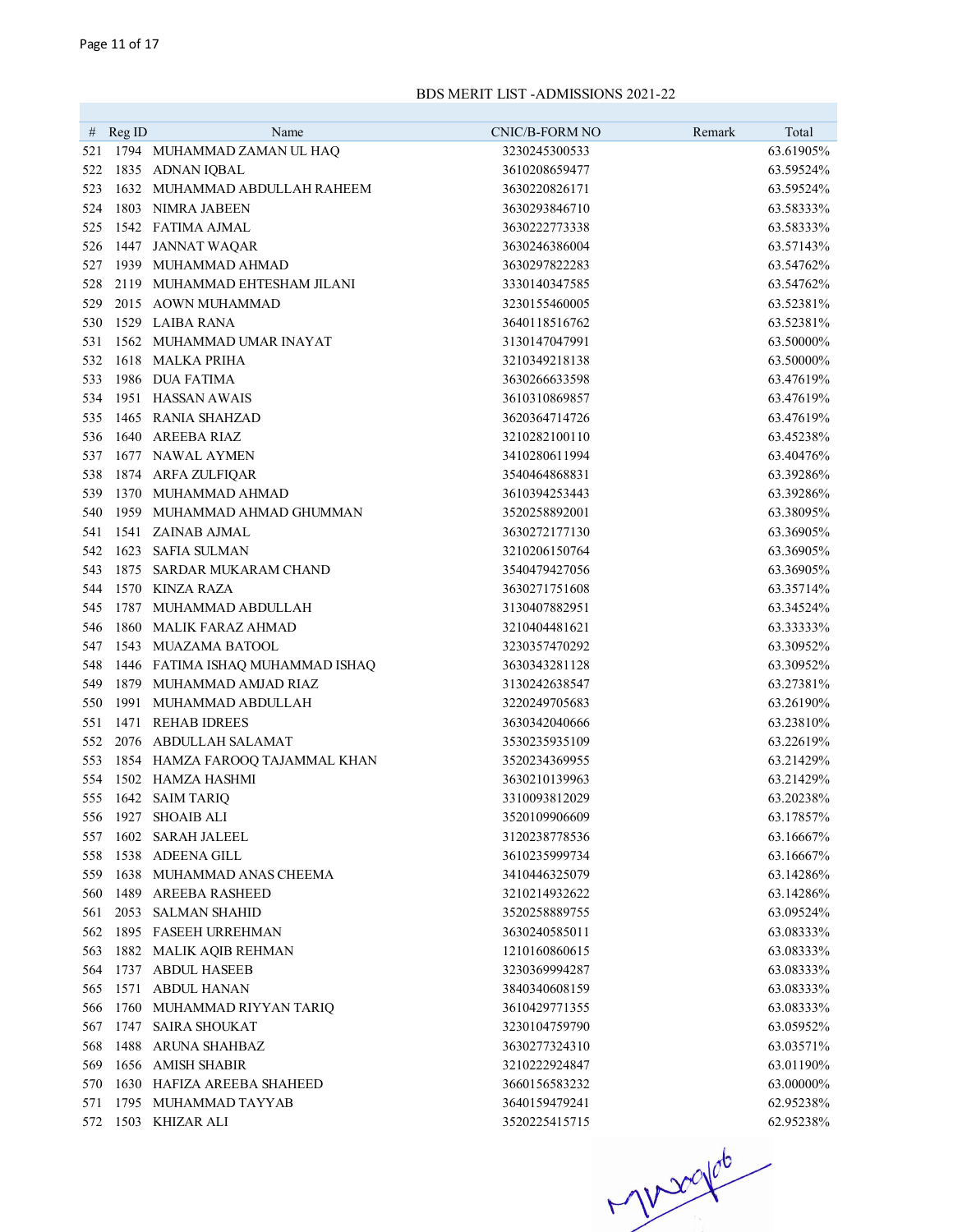BDS MERIT LIST -ADMISSIONS 2021-22

| # | Reg ID | Name | CNIC/B-FORM NO | Remark | Total |
|---|---|---|---|---|---|
| 521 | 1794 | MUHAMMAD ZAMAN UL HAQ | 3230245300533 | | 63.61905% |
| 522 | 1835 | ADNAN IQBAL | 3610208659477 | | 63.59524% |
| 523 | 1632 | MUHAMMAD ABDULLAH RAHEEM | 3630220826171 | | 63.59524% |
| 524 | 1803 | NIMRA JABEEN | 3630293846710 | | 63.58333% |
| 525 | 1542 | FATIMA AJMAL | 3630222773338 | | 63.58333% |
| 526 | 1447 | JANNAT WAQAR | 3630246386004 | | 63.57143% |
| 527 | 1939 | MUHAMMAD AHMAD | 3630297822283 | | 63.54762% |
| 528 | 2119 | MUHAMMAD EHTESHAM JILANI | 3330140347585 | | 63.54762% |
| 529 | 2015 | AOWN MUHAMMAD | 3230155460005 | | 63.52381% |
| 530 | 1529 | LAIBA RANA | 3640118516762 | | 63.52381% |
| 531 | 1562 | MUHAMMAD UMAR INAYAT | 3130147047991 | | 63.50000% |
| 532 | 1618 | MALKA PRIHA | 3210349218138 | | 63.50000% |
| 533 | 1986 | DUA FATIMA | 3630266633598 | | 63.47619% |
| 534 | 1951 | HASSAN AWAIS | 3610310869857 | | 63.47619% |
| 535 | 1465 | RANIA SHAHZAD | 3620364714726 | | 63.47619% |
| 536 | 1640 | AREEBA RIAZ | 3210282100110 | | 63.45238% |
| 537 | 1677 | NAWAL AYMEN | 3410280611994 | | 63.40476% |
| 538 | 1874 | ARFA ZULFIQAR | 3540464868831 | | 63.39286% |
| 539 | 1370 | MUHAMMAD AHMAD | 3610394253443 | | 63.39286% |
| 540 | 1959 | MUHAMMAD AHMAD GHUMMAN | 3520258892001 | | 63.38095% |
| 541 | 1541 | ZAINAB AJMAL | 3630272177130 | | 63.36905% |
| 542 | 1623 | SAFIA SULMAN | 3210206150764 | | 63.36905% |
| 543 | 1875 | SARDAR MUKARAM CHAND | 3540479427056 | | 63.36905% |
| 544 | 1570 | KINZA RAZA | 3630271751608 | | 63.35714% |
| 545 | 1787 | MUHAMMAD ABDULLAH | 3130407882951 | | 63.34524% |
| 546 | 1860 | MALIK FARAZ AHMAD | 3210404481621 | | 63.33333% |
| 547 | 1543 | MUAZAMA BATOOL | 3230357470292 | | 63.30952% |
| 548 | 1446 | FATIMA ISHAQ MUHAMMAD ISHAQ | 3630343281128 | | 63.30952% |
| 549 | 1879 | MUHAMMAD AMJAD RIAZ | 3130242638547 | | 63.27381% |
| 550 | 1991 | MUHAMMAD ABDULLAH | 3220249705683 | | 63.26190% |
| 551 | 1471 | REHAB IDREES | 3630342040666 | | 63.23810% |
| 552 | 2076 | ABDULLAH SALAMAT | 3530235935109 | | 63.22619% |
| 553 | 1854 | HAMZA FAROOQ TAJAMMAL KHAN | 3520234369955 | | 63.21429% |
| 554 | 1502 | HAMZA HASHMI | 3630210139963 | | 63.21429% |
| 555 | 1642 | SAIM TARIQ | 3310093812029 | | 63.20238% |
| 556 | 1927 | SHOAIB ALI | 3520109906609 | | 63.17857% |
| 557 | 1602 | SARAH JALEEL | 3120238778536 | | 63.16667% |
| 558 | 1538 | ADEENA GILL | 3610235999734 | | 63.16667% |
| 559 | 1638 | MUHAMMAD ANAS CHEEMA | 3410446325079 | | 63.14286% |
| 560 | 1489 | AREEBA RASHEED | 3210214932622 | | 63.14286% |
| 561 | 2053 | SALMAN SHAHID | 3520258889755 | | 63.09524% |
| 562 | 1895 | FASEEH URREHMAN | 3630240585011 | | 63.08333% |
| 563 | 1882 | MALIK AQIB REHMAN | 1210160860615 | | 63.08333% |
| 564 | 1737 | ABDUL HASEEB | 3230369994287 | | 63.08333% |
| 565 | 1571 | ABDUL HANAN | 3840340608159 | | 63.08333% |
| 566 | 1760 | MUHAMMAD RIYYAN TARIQ | 3610429771355 | | 63.08333% |
| 567 | 1747 | SAIRA SHOUKAT | 3230104759790 | | 63.05952% |
| 568 | 1488 | ARUNA SHAHBAZ | 3630277324310 | | 63.03571% |
| 569 | 1656 | AMISH SHABIR | 3210222924847 | | 63.01190% |
| 570 | 1630 | HAFIZA AREEBA SHAHEED | 3660156583232 | | 63.00000% |
| 571 | 1795 | MUHAMMAD TAYYAB | 3640159479241 | | 62.95238% |
| 572 | 1503 | KHIZAR ALI | 3520225415715 | | 62.95238% |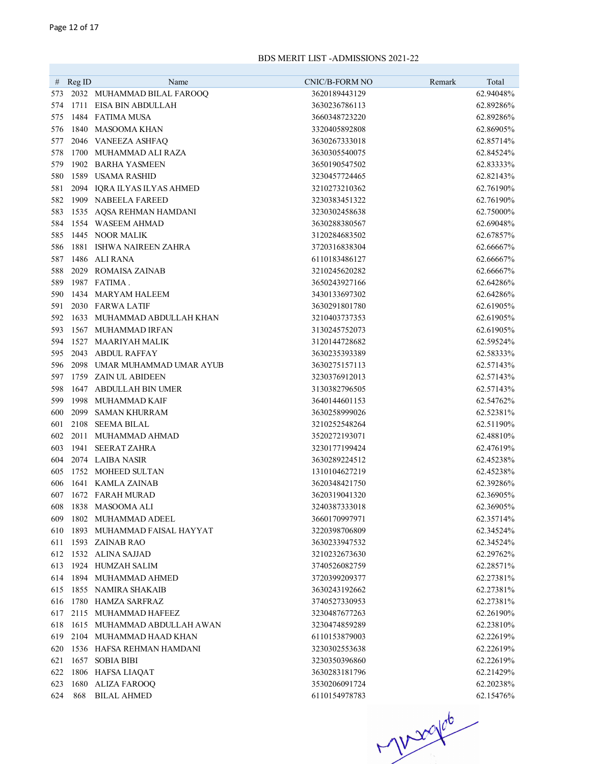BDS MERIT LIST -ADMISSIONS 2021-22

| # | Reg ID | Name | CNIC/B-FORM NO | Remark | Total |
|---|---|---|---|---|---|
| 573 | 2032 | MUHAMMAD BILAL FAROOQ | 3620189443129 | | 62.94048% |
| 574 | 1711 | EISA BIN ABDULLAH | 3630236786113 | | 62.89286% |
| 575 | 1484 | FATIMA MUSA | 3660348723220 | | 62.89286% |
| 576 | 1840 | MASOOMA KHAN | 3320405892808 | | 62.86905% |
| 577 | 2046 | VANEEZA ASHFAQ | 3630267333018 | | 62.85714% |
| 578 | 1700 | MUHAMMAD ALI RAZA | 3630305540075 | | 62.84524% |
| 579 | 1902 | BARHA YASMEEN | 3650190547502 | | 62.83333% |
| 580 | 1589 | USAMA RASHID | 3230457724465 | | 62.82143% |
| 581 | 2094 | IQRA ILYAS ILYAS AHMED | 3210273210362 | | 62.76190% |
| 582 | 1909 | NABEELA FAREED | 3230383451322 | | 62.76190% |
| 583 | 1535 | AQSA REHMAN HAMDANI | 3230302458638 | | 62.75000% |
| 584 | 1554 | WASEEM AHMAD | 3630288380567 | | 62.69048% |
| 585 | 1445 | NOOR MALIK | 3120284683502 | | 62.67857% |
| 586 | 1881 | ISHWA NAIREEN ZAHRA | 3720316838304 | | 62.66667% |
| 587 | 1486 | ALI RANA | 6110183486127 | | 62.66667% |
| 588 | 2029 | ROMAISA ZAINAB | 3210245620282 | | 62.66667% |
| 589 | 1987 | FATIMA . | 3650243927166 | | 62.64286% |
| 590 | 1434 | MARYAM HALEEM | 3430133697302 | | 62.64286% |
| 591 | 2030 | FARWA LATIF | 3630291801780 | | 62.61905% |
| 592 | 1633 | MUHAMMAD ABDULLAH KHAN | 3210403737353 | | 62.61905% |
| 593 | 1567 | MUHAMMAD IRFAN | 3130245752073 | | 62.61905% |
| 594 | 1527 | MAARIYAH MALIK | 3120144728682 | | 62.59524% |
| 595 | 2043 | ABDUL RAFFAY | 3630235393389 | | 62.58333% |
| 596 | 2098 | UMAR MUHAMMAD UMAR AYUB | 3630275157113 | | 62.57143% |
| 597 | 1759 | ZAIN UL ABIDEEN | 3230376912013 | | 62.57143% |
| 598 | 1647 | ABDULLAH BIN UMER | 3130382796505 | | 62.57143% |
| 599 | 1998 | MUHAMMAD KAIF | 3640144601153 | | 62.54762% |
| 600 | 2099 | SAMAN KHURRAM | 3630258999026 | | 62.52381% |
| 601 | 2108 | SEEMA BILAL | 3210252548264 | | 62.51190% |
| 602 | 2011 | MUHAMMAD AHMAD | 3520272193071 | | 62.48810% |
| 603 | 1941 | SEERAT ZAHRA | 3230177199424 | | 62.47619% |
| 604 | 2074 | LAIBA NASIR | 3630289224512 | | 62.45238% |
| 605 | 1752 | MOHEED SULTAN | 1310104627219 | | 62.45238% |
| 606 | 1641 | KAMLA ZAINAB | 3620348421750 | | 62.39286% |
| 607 | 1672 | FARAH MURAD | 3620319041320 | | 62.36905% |
| 608 | 1838 | MASOOMA ALI | 3240387333018 | | 62.36905% |
| 609 | 1802 | MUHAMMAD ADEEL | 3660170997971 | | 62.35714% |
| 610 | 1893 | MUHAMMAD FAISAL HAYYAT | 3220398706809 | | 62.34524% |
| 611 | 1593 | ZAINAB RAO | 3630233947532 | | 62.34524% |
| 612 | 1532 | ALINA SAJJAD | 3210232673630 | | 62.29762% |
| 613 | 1924 | HUMZAH SALIM | 3740526082759 | | 62.28571% |
| 614 | 1894 | MUHAMMAD AHMED | 3720399209377 | | 62.27381% |
| 615 | 1855 | NAMIRA SHAKAIB | 3630243192662 | | 62.27381% |
| 616 | 1780 | HAMZA SARFRAZ | 3740527330953 | | 62.27381% |
| 617 | 2115 | MUHAMMAD HAFEEZ | 3230487677263 | | 62.26190% |
| 618 | 1615 | MUHAMMAD ABDULLAH AWAN | 3230474859289 | | 62.23810% |
| 619 | 2104 | MUHAMMAD HAAD KHAN | 6110153879003 | | 62.22619% |
| 620 | 1536 | HAFSA REHMAN HAMDANI | 3230302553638 | | 62.22619% |
| 621 | 1657 | SOBIA BIBI | 3230350396860 | | 62.22619% |
| 622 | 1806 | HAFSA LIAQAT | 3630283181796 | | 62.21429% |
| 623 | 1680 | ALIZA FAROOQ | 3530206091724 | | 62.20238% |
| 624 | 868 | BILAL AHMED | 6110154978783 | | 62.15476% |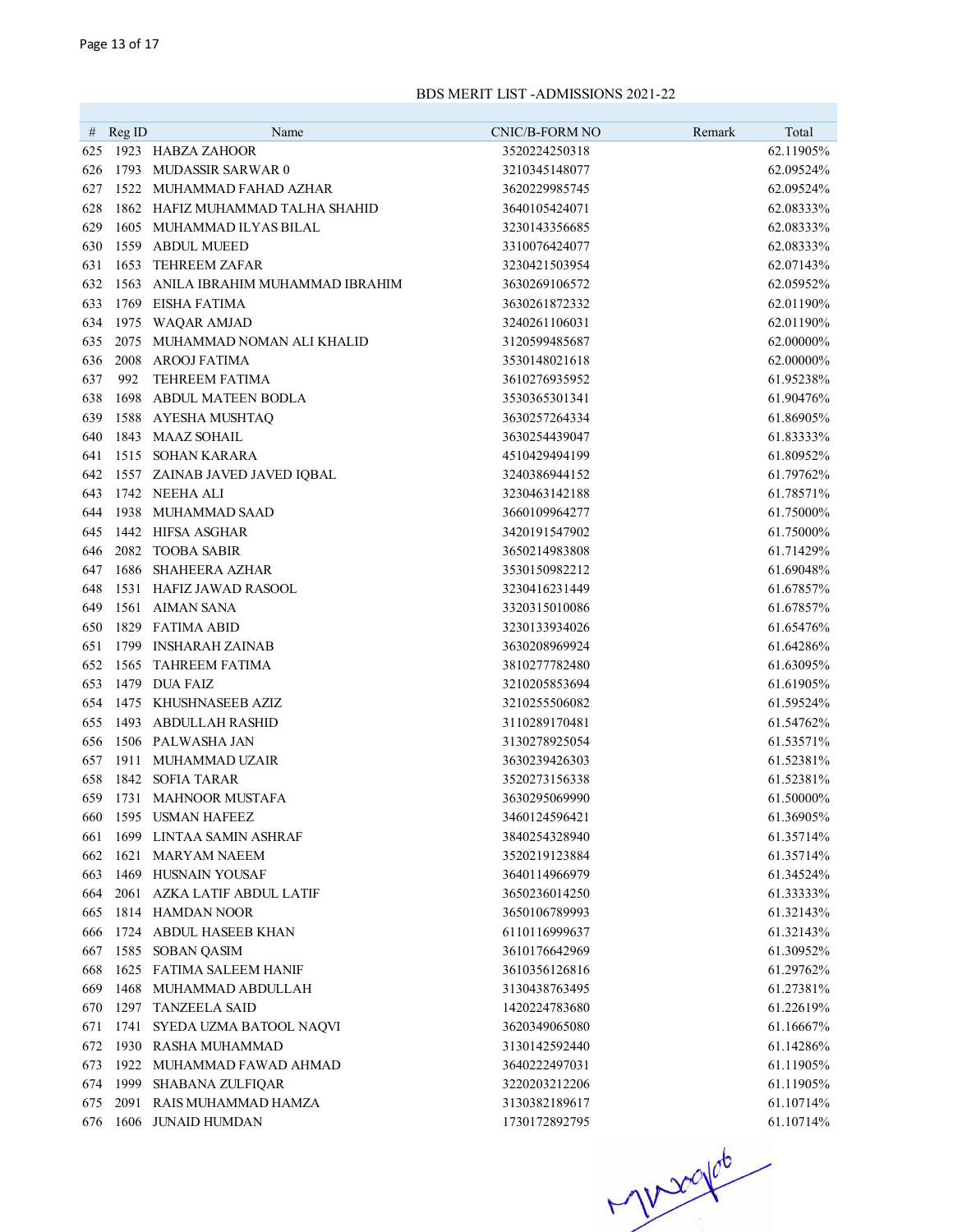BDS MERIT LIST -ADMISSIONS 2021-22

| # | Reg ID | Name | CNIC/B-FORM NO | Remark | Total |
|---|---|---|---|---|---|
| 625 | 1923 | HABZA ZAHOOR | 3520224250318 | | 62.11905% |
| 626 | 1793 | MUDASSIR SARWAR 0 | 3210345148077 | | 62.09524% |
| 627 | 1522 | MUHAMMAD FAHAD AZHAR | 3620229985745 | | 62.09524% |
| 628 | 1862 | HAFIZ MUHAMMAD TALHA SHAHID | 3640105424071 | | 62.08333% |
| 629 | 1605 | MUHAMMAD ILYAS BILAL | 3230143356685 | | 62.08333% |
| 630 | 1559 | ABDUL MUEED | 3310076424077 | | 62.08333% |
| 631 | 1653 | TEHREEM ZAFAR | 3230421503954 | | 62.07143% |
| 632 | 1563 | ANILA IBRAHIM MUHAMMAD IBRAHIM | 3630269106572 | | 62.05952% |
| 633 | 1769 | EISHA FATIMA | 3630261872332 | | 62.01190% |
| 634 | 1975 | WAQAR AMJAD | 3240261106031 | | 62.01190% |
| 635 | 2075 | MUHAMMAD NOMAN ALI KHALID | 3120599485687 | | 62.00000% |
| 636 | 2008 | AROOJ FATIMA | 3530148021618 | | 62.00000% |
| 637 | 992 | TEHREEM FATIMA | 3610276935952 | | 61.95238% |
| 638 | 1698 | ABDUL MATEEN BODLA | 3530365301341 | | 61.90476% |
| 639 | 1588 | AYESHA MUSHTAQ | 3630257264334 | | 61.86905% |
| 640 | 1843 | MAAZ SOHAIL | 3630254439047 | | 61.83333% |
| 641 | 1515 | SOHAN KARARA | 4510429494199 | | 61.80952% |
| 642 | 1557 | ZAINAB JAVED JAVED IQBAL | 3240386944152 | | 61.79762% |
| 643 | 1742 | NEEHA ALI | 3230463142188 | | 61.78571% |
| 644 | 1938 | MUHAMMAD SAAD | 3660109964277 | | 61.75000% |
| 645 | 1442 | HIFSA ASGHAR | 3420191547902 | | 61.75000% |
| 646 | 2082 | TOOBA SABIR | 3650214983808 | | 61.71429% |
| 647 | 1686 | SHAHEERA AZHAR | 3530150982212 | | 61.69048% |
| 648 | 1531 | HAFIZ JAWAD RASOOL | 3230416231449 | | 61.67857% |
| 649 | 1561 | AIMAN SANA | 3320315010086 | | 61.67857% |
| 650 | 1829 | FATIMA ABID | 3230133934026 | | 61.65476% |
| 651 | 1799 | INSHARAH ZAINAB | 3630208969924 | | 61.64286% |
| 652 | 1565 | TAHREEM FATIMA | 3810277782480 | | 61.63095% |
| 653 | 1479 | DUA FAIZ | 3210205853694 | | 61.61905% |
| 654 | 1475 | KHUSHNASEEB AZIZ | 3210255506082 | | 61.59524% |
| 655 | 1493 | ABDULLAH RASHID | 3110289170481 | | 61.54762% |
| 656 | 1506 | PALWASHA JAN | 3130278925054 | | 61.53571% |
| 657 | 1911 | MUHAMMAD UZAIR | 3630239426303 | | 61.52381% |
| 658 | 1842 | SOFIA TARAR | 3520273156338 | | 61.52381% |
| 659 | 1731 | MAHNOOR MUSTAFA | 3630295069990 | | 61.50000% |
| 660 | 1595 | USMAN HAFEEZ | 3460124596421 | | 61.36905% |
| 661 | 1699 | LINTAA SAMIN ASHRAF | 3840254328940 | | 61.35714% |
| 662 | 1621 | MARYAM NAEEM | 3520219123884 | | 61.35714% |
| 663 | 1469 | HUSNAIN YOUSAF | 3640114966979 | | 61.34524% |
| 664 | 2061 | AZKA LATIF ABDUL LATIF | 3650236014250 | | 61.33333% |
| 665 | 1814 | HAMDAN NOOR | 3650106789993 | | 61.32143% |
| 666 | 1724 | ABDUL HASEEB KHAN | 6110116999637 | | 61.32143% |
| 667 | 1585 | SOBAN QASIM | 3610176642969 | | 61.30952% |
| 668 | 1625 | FATIMA SALEEM HANIF | 3610356126816 | | 61.29762% |
| 669 | 1468 | MUHAMMAD ABDULLAH | 3130438763495 | | 61.27381% |
| 670 | 1297 | TANZEELA SAID | 1420224783680 | | 61.22619% |
| 671 | 1741 | SYEDA UZMA BATOOL NAQVI | 3620349065080 | | 61.16667% |
| 672 | 1930 | RASHA MUHAMMAD | 3130142592440 | | 61.14286% |
| 673 | 1922 | MUHAMMAD FAWAD AHMAD | 3640222497031 | | 61.11905% |
| 674 | 1999 | SHABANA ZULFIQAR | 3220203212206 | | 61.11905% |
| 675 | 2091 | RAIS MUHAMMAD HAMZA | 3130382189617 | | 61.10714% |
| 676 | 1606 | JUNAID HUMDAN | 1730172892795 | | 61.10714% |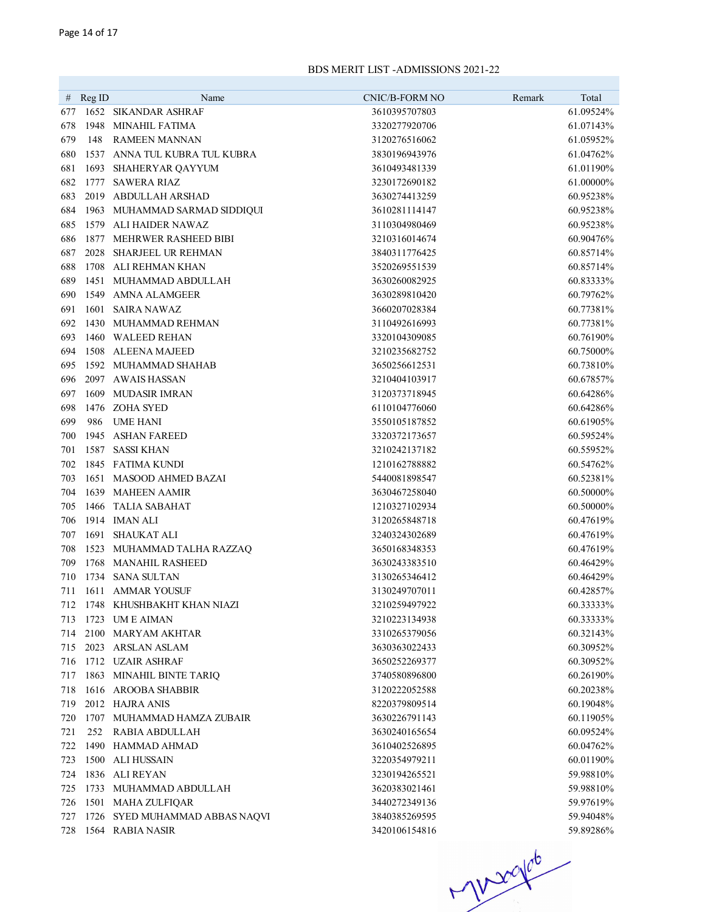BDS MERIT LIST -ADMISSIONS 2021-22

| # | Reg ID | Name | CNIC/B-FORM NO | Remark | Total |
|---|---|---|---|---|---|
| 677 | 1652 | SIKANDAR ASHRAF | 3610395707803 | | 61.09524% |
| 678 | 1948 | MINAHIL FATIMA | 3320277920706 | | 61.07143% |
| 679 | 148 | RAMEEN MANNAN | 3120276516062 | | 61.05952% |
| 680 | 1537 | ANNA TUL KUBRA TUL KUBRA | 3830196943976 | | 61.04762% |
| 681 | 1693 | SHAHERYAR QAYYUM | 3610493481339 | | 61.01190% |
| 682 | 1777 | SAWERA RIAZ | 3230172690182 | | 61.00000% |
| 683 | 2019 | ABDULLAH ARSHAD | 3630274413259 | | 60.95238% |
| 684 | 1963 | MUHAMMAD SARMAD SIDDIQUI | 3610281114147 | | 60.95238% |
| 685 | 1579 | ALI HAIDER NAWAZ | 3110304980469 | | 60.95238% |
| 686 | 1877 | MEHRWER RASHEED BIBI | 3210316014674 | | 60.90476% |
| 687 | 2028 | SHARJEEL UR REHMAN | 3840311776425 | | 60.85714% |
| 688 | 1708 | ALI REHMAN KHAN | 3520269551539 | | 60.85714% |
| 689 | 1451 | MUHAMMAD ABDULLAH | 3630260082925 | | 60.83333% |
| 690 | 1549 | AMNA ALAMGEER | 3630289810420 | | 60.79762% |
| 691 | 1601 | SAIRA NAWAZ | 3660207028384 | | 60.77381% |
| 692 | 1430 | MUHAMMAD REHMAN | 3110492616993 | | 60.77381% |
| 693 | 1460 | WALEED REHAN | 3320104309085 | | 60.76190% |
| 694 | 1508 | ALEENA MAJEED | 3210235682752 | | 60.75000% |
| 695 | 1592 | MUHAMMAD SHAHAB | 3650256612531 | | 60.73810% |
| 696 | 2097 | AWAIS HASSAN | 3210404103917 | | 60.67857% |
| 697 | 1609 | MUDASIR IMRAN | 3120373718945 | | 60.64286% |
| 698 | 1476 | ZOHA SYED | 6110104776060 | | 60.64286% |
| 699 | 986 | UME HANI | 3550105187852 | | 60.61905% |
| 700 | 1945 | ASHAN FAREED | 3320372173657 | | 60.59524% |
| 701 | 1587 | SASSI KHAN | 3210242137182 | | 60.55952% |
| 702 | 1845 | FATIMA KUNDI | 1210162788882 | | 60.54762% |
| 703 | 1651 | MASOOD AHMED BAZAI | 5440081898547 | | 60.52381% |
| 704 | 1639 | MAHEEN AAMIR | 3630467258040 | | 60.50000% |
| 705 | 1466 | TALIA SABAHAT | 1210327102934 | | 60.50000% |
| 706 | 1914 | IMAN ALI | 3120265848718 | | 60.47619% |
| 707 | 1691 | SHAUKAT ALI | 3240324302689 | | 60.47619% |
| 708 | 1523 | MUHAMMAD TALHA RAZZAQ | 3650168348353 | | 60.47619% |
| 709 | 1768 | MANAHIL RASHEED | 3630243383510 | | 60.46429% |
| 710 | 1734 | SANA SULTAN | 3130265346412 | | 60.46429% |
| 711 | 1611 | AMMAR YOUSUF | 3130249707011 | | 60.42857% |
| 712 | 1748 | KHUSHBAKHT KHAN NIAZI | 3210259497922 | | 60.33333% |
| 713 | 1723 | UM E AIMAN | 3210223134938 | | 60.33333% |
| 714 | 2100 | MARYAM AKHTAR | 3310265379056 | | 60.32143% |
| 715 | 2023 | ARSLAN ASLAM | 3630363022433 | | 60.30952% |
| 716 | 1712 | UZAIR ASHRAF | 3650252269377 | | 60.30952% |
| 717 | 1863 | MINAHIL BINTE TARIQ | 3740580896800 | | 60.26190% |
| 718 | 1616 | AROOBA SHABBIR | 3120222052588 | | 60.20238% |
| 719 | 2012 | HAJRA ANIS | 8220379809514 | | 60.19048% |
| 720 | 1707 | MUHAMMAD HAMZA ZUBAIR | 3630226791143 | | 60.11905% |
| 721 | 252 | RABIA ABDULLAH | 3630240165654 | | 60.09524% |
| 722 | 1490 | HAMMAD AHMAD | 3610402526895 | | 60.04762% |
| 723 | 1500 | ALI HUSSAIN | 3220354979211 | | 60.01190% |
| 724 | 1836 | ALI REYAN | 3230194265521 | | 59.98810% |
| 725 | 1733 | MUHAMMAD ABDULLAH | 3620383021461 | | 59.98810% |
| 726 | 1501 | MAHA ZULFIQAR | 3440272349136 | | 59.97619% |
| 727 | 1726 | SYED MUHAMMAD ABBAS NAQVI | 3840385269595 | | 59.94048% |
| 728 | 1564 | RABIA NASIR | 3420106154816 | | 59.89286% |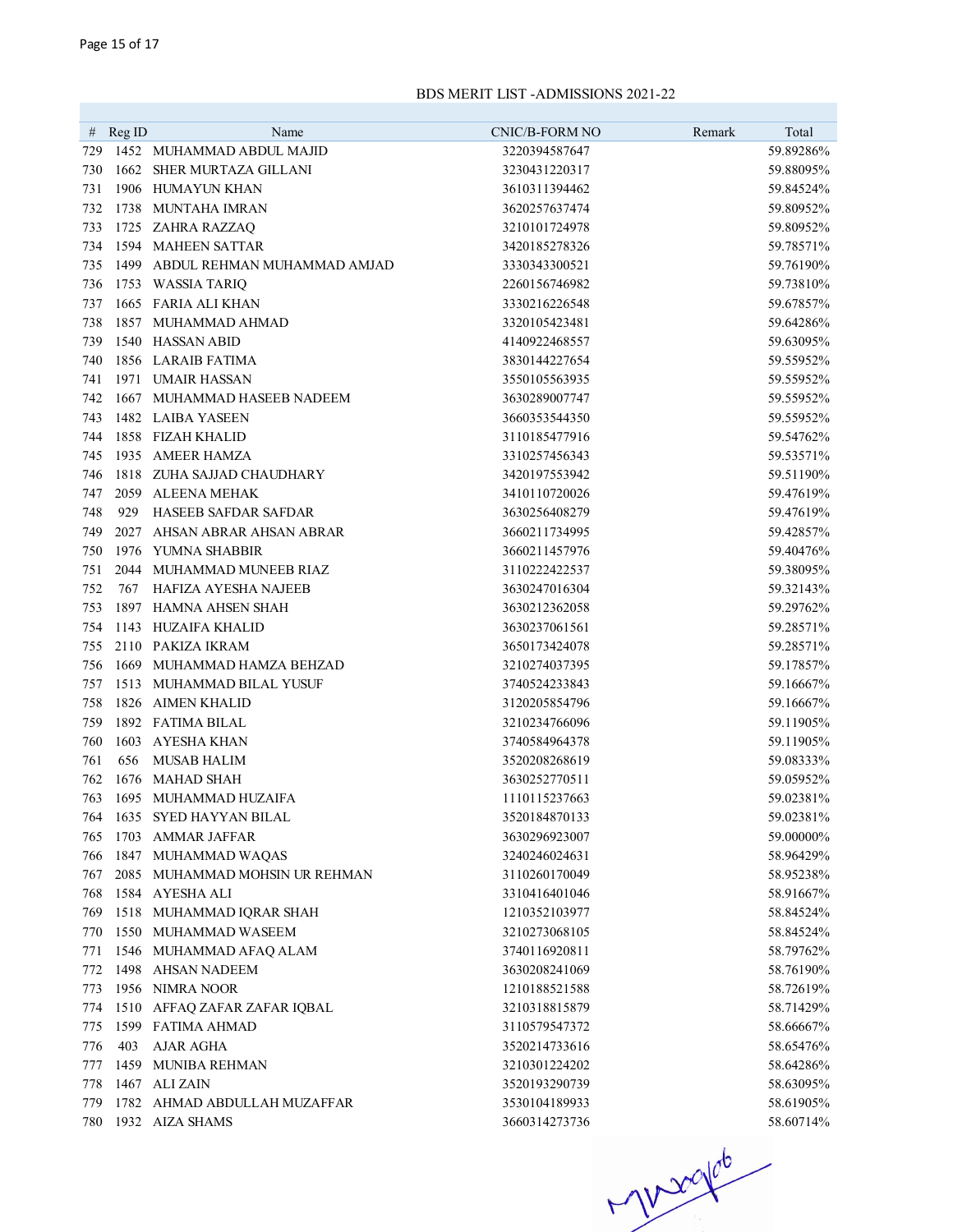BDS MERIT LIST -ADMISSIONS 2021-22

| # | Reg ID | Name | CNIC/B-FORM NO | Remark | Total |
|---|---|---|---|---|---|
| 729 | 1452 | MUHAMMAD ABDUL MAJID | 3220394587647 | | 59.89286% |
| 730 | 1662 | SHER MURTAZA GILLANI | 3230431220317 | | 59.88095% |
| 731 | 1906 | HUMAYUN KHAN | 3610311394462 | | 59.84524% |
| 732 | 1738 | MUNTAHA IMRAN | 3620257637474 | | 59.80952% |
| 733 | 1725 | ZAHRA RAZZAQ | 3210101724978 | | 59.80952% |
| 734 | 1594 | MAHEEN SATTAR | 3420185278326 | | 59.78571% |
| 735 | 1499 | ABDUL REHMAN MUHAMMAD AMJAD | 3330343300521 | | 59.76190% |
| 736 | 1753 | WASSIA TARIQ | 2260156746982 | | 59.73810% |
| 737 | 1665 | FARIA ALI KHAN | 3330216226548 | | 59.67857% |
| 738 | 1857 | MUHAMMAD AHMAD | 3320105423481 | | 59.64286% |
| 739 | 1540 | HASSAN ABID | 4140922468557 | | 59.63095% |
| 740 | 1856 | LARAIB FATIMA | 3830144227654 | | 59.55952% |
| 741 | 1971 | UMAIR HASSAN | 3550105563935 | | 59.55952% |
| 742 | 1667 | MUHAMMAD HASEEB NADEEM | 3630289007747 | | 59.55952% |
| 743 | 1482 | LAIBA YASEEN | 3660353544350 | | 59.55952% |
| 744 | 1858 | FIZAH KHALID | 3110185477916 | | 59.54762% |
| 745 | 1935 | AMEER HAMZA | 3310257456343 | | 59.53571% |
| 746 | 1818 | ZUHA SAJJAD CHAUDHARY | 3420197553942 | | 59.51190% |
| 747 | 2059 | ALEENA MEHAK | 3410110720026 | | 59.47619% |
| 748 | 929 | HASEEB SAFDAR SAFDAR | 3630256408279 | | 59.47619% |
| 749 | 2027 | AHSAN ABRAR AHSAN ABRAR | 3660211734995 | | 59.42857% |
| 750 | 1976 | YUMNA SHABBIR | 3660211457976 | | 59.40476% |
| 751 | 2044 | MUHAMMAD MUNEEB RIAZ | 3110222422537 | | 59.38095% |
| 752 | 767 | HAFIZA AYESHA NAJEEB | 3630247016304 | | 59.32143% |
| 753 | 1897 | HAMNA AHSEN SHAH | 3630212362058 | | 59.29762% |
| 754 | 1143 | HUZAIFA KHALID | 3630237061561 | | 59.28571% |
| 755 | 2110 | PAKIZA IKRAM | 3650173424078 | | 59.28571% |
| 756 | 1669 | MUHAMMAD HAMZA BEHZAD | 3210274037395 | | 59.17857% |
| 757 | 1513 | MUHAMMAD BILAL YUSUF | 3740524233843 | | 59.16667% |
| 758 | 1826 | AIMEN KHALID | 3120205854796 | | 59.16667% |
| 759 | 1892 | FATIMA BILAL | 3210234766096 | | 59.11905% |
| 760 | 1603 | AYESHA KHAN | 3740584964378 | | 59.11905% |
| 761 | 656 | MUSAB HALIM | 3520208268619 | | 59.08333% |
| 762 | 1676 | MAHAD SHAH | 3630252770511 | | 59.05952% |
| 763 | 1695 | MUHAMMAD HUZAIFA | 1110115237663 | | 59.02381% |
| 764 | 1635 | SYED HAYYAN BILAL | 3520184870133 | | 59.02381% |
| 765 | 1703 | AMMAR JAFFAR | 3630296923007 | | 59.00000% |
| 766 | 1847 | MUHAMMAD WAQAS | 3240246024631 | | 58.96429% |
| 767 | 2085 | MUHAMMAD MOHSIN UR REHMAN | 3110260170049 | | 58.95238% |
| 768 | 1584 | AYESHA ALI | 3310416401046 | | 58.91667% |
| 769 | 1518 | MUHAMMAD IQRAR SHAH | 1210352103977 | | 58.84524% |
| 770 | 1550 | MUHAMMAD WASEEM | 3210273068105 | | 58.84524% |
| 771 | 1546 | MUHAMMAD AFAQ ALAM | 3740116920811 | | 58.79762% |
| 772 | 1498 | AHSAN NADEEM | 3630208241069 | | 58.76190% |
| 773 | 1956 | NIMRA NOOR | 1210188521588 | | 58.72619% |
| 774 | 1510 | AFFAQ ZAFAR ZAFAR IQBAL | 3210318815879 | | 58.71429% |
| 775 | 1599 | FATIMA AHMAD | 3110579547372 | | 58.66667% |
| 776 | 403 | AJAR AGHA | 3520214733616 | | 58.65476% |
| 777 | 1459 | MUNIBA REHMAN | 3210301224202 | | 58.64286% |
| 778 | 1467 | ALI ZAIN | 3520193290739 | | 58.63095% |
| 779 | 1782 | AHMAD ABDULLAH MUZAFFAR | 3530104189933 | | 58.61905% |
| 780 | 1932 | AIZA SHAMS | 3660314273736 | | 58.60714% |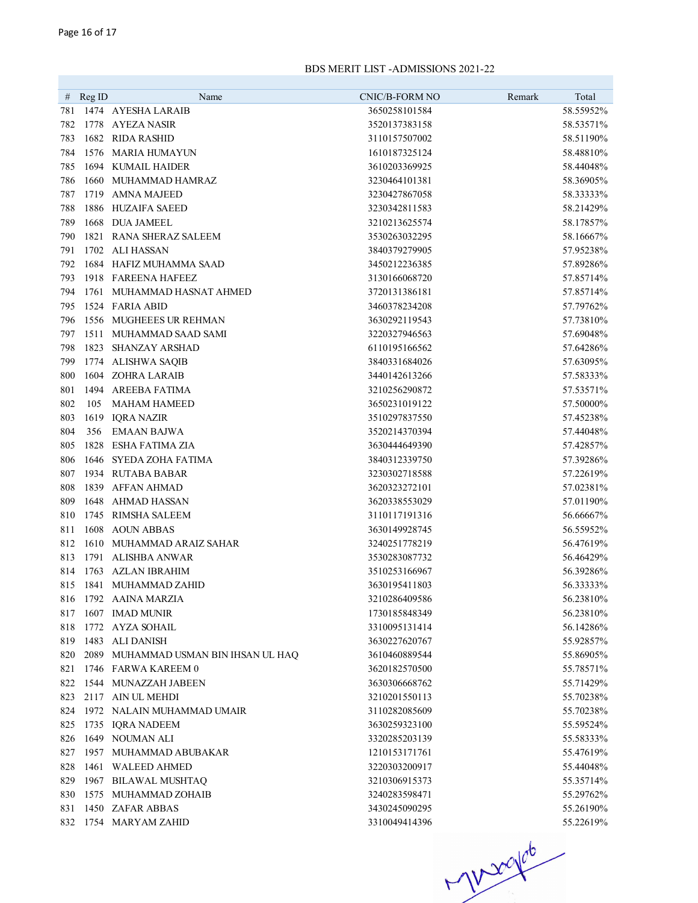BDS MERIT LIST -ADMISSIONS 2021-22

| # | Reg ID | Name | CNIC/B-FORM NO | Remark | Total |
|---|---|---|---|---|---|
| 781 | 1474 | AYESHA LARAIB | 3650258101584 | | 58.55952% |
| 782 | 1778 | AYEZA NASIR | 3520137383158 | | 58.53571% |
| 783 | 1682 | RIDA RASHID | 3110157507002 | | 58.51190% |
| 784 | 1576 | MARIA HUMAYUN | 1610187325124 | | 58.48810% |
| 785 | 1694 | KUMAIL HAIDER | 3610203369925 | | 58.44048% |
| 786 | 1660 | MUHAMMAD HAMRAZ | 3230464101381 | | 58.36905% |
| 787 | 1719 | AMNA MAJEED | 3230427867058 | | 58.33333% |
| 788 | 1886 | HUZAIFA SAEED | 3230342811583 | | 58.21429% |
| 789 | 1668 | DUA JAMEEL | 3210213625574 | | 58.17857% |
| 790 | 1821 | RANA SHERAZ SALEEM | 3530263032295 | | 58.16667% |
| 791 | 1702 | ALI HASSAN | 3840379279905 | | 57.95238% |
| 792 | 1684 | HAFIZ MUHAMMA SAAD | 3450212236385 | | 57.89286% |
| 793 | 1918 | FAREENA HAFEEZ | 3130166068720 | | 57.85714% |
| 794 | 1761 | MUHAMMAD HASNAT AHMED | 3720131386181 | | 57.85714% |
| 795 | 1524 | FARIA ABID | 3460378234208 | | 57.79762% |
| 796 | 1556 | MUGHEEES UR REHMAN | 3630292119543 | | 57.73810% |
| 797 | 1511 | MUHAMMAD SAAD SAMI | 3220327946563 | | 57.69048% |
| 798 | 1823 | SHANZAY ARSHAD | 6110195166562 | | 57.64286% |
| 799 | 1774 | ALISHWA SAQIB | 3840331684026 | | 57.63095% |
| 800 | 1604 | ZOHRA LARAIB | 3440142613266 | | 57.58333% |
| 801 | 1494 | AREEBA FATIMA | 3210256290872 | | 57.53571% |
| 802 | 105 | MAHAM HAMEED | 3650231019122 | | 57.50000% |
| 803 | 1619 | IQRA NAZIR | 3510297837550 | | 57.45238% |
| 804 | 356 | EMAAN BAJWA | 3520214370394 | | 57.44048% |
| 805 | 1828 | ESHA FATIMA ZIA | 3630444649390 | | 57.42857% |
| 806 | 1646 | SYEDA ZOHA FATIMA | 3840312339750 | | 57.39286% |
| 807 | 1934 | RUTABA BABAR | 3230302718588 | | 57.22619% |
| 808 | 1839 | AFFAN AHMAD | 3620323272101 | | 57.02381% |
| 809 | 1648 | AHMAD HASSAN | 3620338553029 | | 57.01190% |
| 810 | 1745 | RIMSHA SALEEM | 3110117191316 | | 56.66667% |
| 811 | 1608 | AOUN ABBAS | 3630149928745 | | 56.55952% |
| 812 | 1610 | MUHAMMAD ARAIZ SAHAR | 3240251778219 | | 56.47619% |
| 813 | 1791 | ALISHBA ANWAR | 3530283087732 | | 56.46429% |
| 814 | 1763 | AZLAN IBRAHIM | 3510253166967 | | 56.39286% |
| 815 | 1841 | MUHAMMAD ZAHID | 3630195411803 | | 56.33333% |
| 816 | 1792 | AAINA MARZIA | 3210286409586 | | 56.23810% |
| 817 | 1607 | IMAD MUNIR | 1730185848349 | | 56.23810% |
| 818 | 1772 | AYZA SOHAIL | 3310095131414 | | 56.14286% |
| 819 | 1483 | ALI DANISH | 3630227620767 | | 55.92857% |
| 820 | 2089 | MUHAMMAD USMAN BIN IHSAN UL HAQ | 3610460889544 | | 55.86905% |
| 821 | 1746 | FARWA KAREEM 0 | 3620182570500 | | 55.78571% |
| 822 | 1544 | MUNAZZAH JABEEN | 3630306668762 | | 55.71429% |
| 823 | 2117 | AIN UL MEHDI | 3210201550113 | | 55.70238% |
| 824 | 1972 | NALAIN MUHAMMAD UMAIR | 3110282085609 | | 55.70238% |
| 825 | 1735 | IQRA NADEEM | 3630259323100 | | 55.59524% |
| 826 | 1649 | NOUMAN ALI | 3320285203139 | | 55.58333% |
| 827 | 1957 | MUHAMMAD ABUBAKAR | 1210153171761 | | 55.47619% |
| 828 | 1461 | WALEED AHMED | 3220303200917 | | 55.44048% |
| 829 | 1967 | BILAWAL MUSHTAQ | 3210306915373 | | 55.35714% |
| 830 | 1575 | MUHAMMAD ZOHAIB | 3240283598471 | | 55.29762% |
| 831 | 1450 | ZAFAR ABBAS | 3430245090295 | | 55.26190% |
| 832 | 1754 | MARYAM ZAHID | 3310049414396 | | 55.22619% |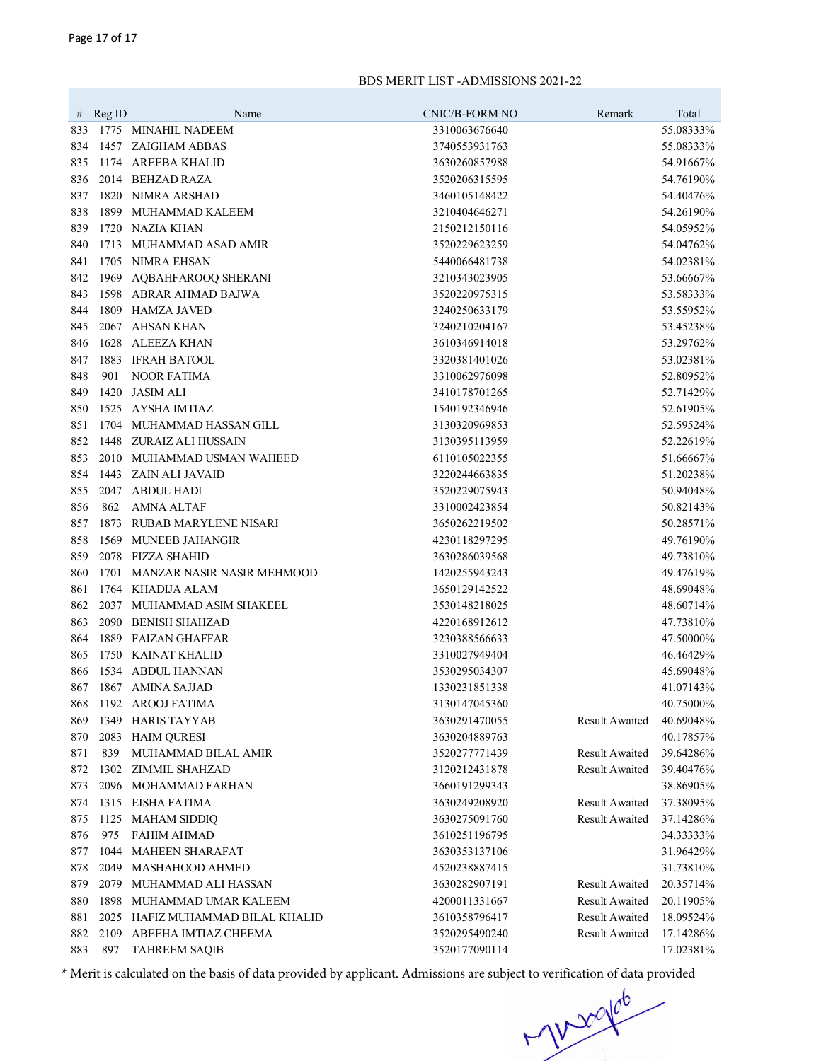BDS MERIT LIST -ADMISSIONS 2021-22

| # | Reg ID | Name | CNIC/B-FORM NO | Remark | Total |
|---|---|---|---|---|---|
| 833 | 1775 | MINAHIL NADEEM | 3310063676640 | | 55.08333% |
| 834 | 1457 | ZAIGHAM ABBAS | 3740553931763 | | 55.08333% |
| 835 | 1174 | AREEBA KHALID | 3630260857988 | | 54.91667% |
| 836 | 2014 | BEHZAD RAZA | 3520206315595 | | 54.76190% |
| 837 | 1820 | NIMRA ARSHAD | 3460105148422 | | 54.40476% |
| 838 | 1899 | MUHAMMAD KALEEM | 3210404646271 | | 54.26190% |
| 839 | 1720 | NAZIA KHAN | 2150212150116 | | 54.05952% |
| 840 | 1713 | MUHAMMAD ASAD AMIR | 3520229623259 | | 54.04762% |
| 841 | 1705 | NIMRA EHSAN | 5440066481738 | | 54.02381% |
| 842 | 1969 | AQBAHFAROOQ SHERANI | 3210343023905 | | 53.66667% |
| 843 | 1598 | ABRAR AHMAD BAJWA | 3520220975315 | | 53.58333% |
| 844 | 1809 | HAMZA JAVED | 3240250633179 | | 53.55952% |
| 845 | 2067 | AHSAN KHAN | 3240210204167 | | 53.45238% |
| 846 | 1628 | ALEEZA KHAN | 3610346914018 | | 53.29762% |
| 847 | 1883 | IFRAH BATOOL | 3320381401026 | | 53.02381% |
| 848 | 901 | NOOR FATIMA | 3310062976098 | | 52.80952% |
| 849 | 1420 | JASIM ALI | 3410178701265 | | 52.71429% |
| 850 | 1525 | AYSHA IMTIAZ | 1540192346946 | | 52.61905% |
| 851 | 1704 | MUHAMMAD HASSAN GILL | 3130320969853 | | 52.59524% |
| 852 | 1448 | ZURAIZ ALI HUSSAIN | 3130395113959 | | 52.22619% |
| 853 | 2010 | MUHAMMAD USMAN WAHEED | 6110105022355 | | 51.66667% |
| 854 | 1443 | ZAIN ALI JAVAID | 3220244663835 | | 51.20238% |
| 855 | 2047 | ABDUL HADI | 3520229075943 | | 50.94048% |
| 856 | 862 | AMNA ALTAF | 3310002423854 | | 50.82143% |
| 857 | 1873 | RUBAB MARYLENE NISARI | 3650262219502 | | 50.28571% |
| 858 | 1569 | MUNEEB JAHANGIR | 4230118297295 | | 49.76190% |
| 859 | 2078 | FIZZA SHAHID | 3630286039568 | | 49.73810% |
| 860 | 1701 | MANZAR NASIR NASIR MEHMOOD | 1420255943243 | | 49.47619% |
| 861 | 1764 | KHADIJA ALAM | 3650129142522 | | 48.69048% |
| 862 | 2037 | MUHAMMAD ASIM SHAKEEL | 3530148218025 | | 48.60714% |
| 863 | 2090 | BENISH SHAHZAD | 4220168912612 | | 47.73810% |
| 864 | 1889 | FAIZAN GHAFFAR | 3230388566633 | | 47.50000% |
| 865 | 1750 | KAINAT KHALID | 3310027949404 | | 46.46429% |
| 866 | 1534 | ABDUL HANNAN | 3530295034307 | | 45.69048% |
| 867 | 1867 | AMINA SAJJAD | 1330231851338 | | 41.07143% |
| 868 | 1192 | AROOJ FATIMA | 3130147045360 | | 40.75000% |
| 869 | 1349 | HARIS TAYYAB | 3630291470055 | Result Awaited | 40.69048% |
| 870 | 2083 | HAIM QURESI | 3630204889763 | | 40.17857% |
| 871 | 839 | MUHAMMAD BILAL AMIR | 3520277771439 | Result Awaited | 39.64286% |
| 872 | 1302 | ZIMMIL SHAHZAD | 3120212431878 | Result Awaited | 39.40476% |
| 873 | 2096 | MOHAMMAD FARHAN | 3660191299343 | | 38.86905% |
| 874 | 1315 | EISHA FATIMA | 3630249208920 | Result Awaited | 37.38095% |
| 875 | 1125 | MAHAM SIDDIQ | 3630275091760 | Result Awaited | 37.14286% |
| 876 | 975 | FAHIM AHMAD | 3610251196795 | | 34.33333% |
| 877 | 1044 | MAHEEN SHARAFAT | 3630353137106 | | 31.96429% |
| 878 | 2049 | MASHAHOOD AHMED | 4520238887415 | | 31.73810% |
| 879 | 2079 | MUHAMMAD ALI HASSAN | 3630282907191 | Result Awaited | 20.35714% |
| 880 | 1898 | MUHAMMAD UMAR KALEEM | 4200011331667 | Result Awaited | 20.11905% |
| 881 | 2025 | HAFIZ MUHAMMAD BILAL KHALID | 3610358796417 | Result Awaited | 18.09524% |
| 882 | 2109 | ABEEHA IMTIAZ CHEEMA | 3520295490240 | Result Awaited | 17.14286% |
| 883 | 897 | TAHREEM SAQIB | 3520177090114 | | 17.02381% |

* Merit is calculated on the basis of data provided by applicant. Admissions are subject to verification of data provided